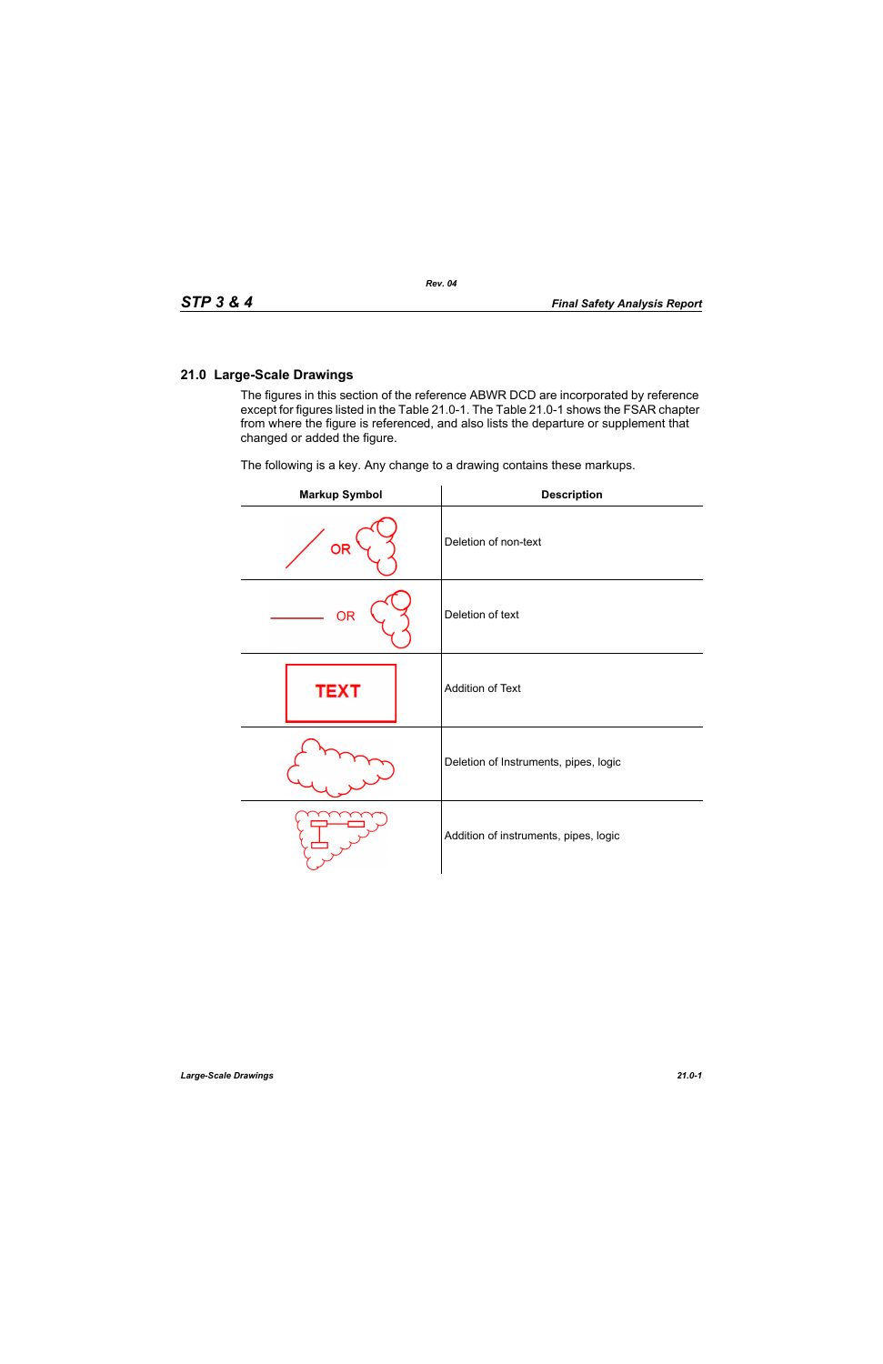## 21.0 Large-Scale Drawings

The figures in this section of the reference ABWR DCD are incorporated by reference except for figures listed in the Table 21.0-1. The Table 21.0-1 shows the FSAR chapter from where the figure is referenced, and also lists the departure or supplement that changed or added the figure.

The following is a key. Any change to a drawing contains these markups.

| Markup Symbol | Description |
|---|---|
| OR | Deletion of non-text |
| OR | Deletion of text |
| TEXT | Addition of Text |
| | Deletion of Instruments, pipes, logic |
| | Addition of instruments, pipes, logic |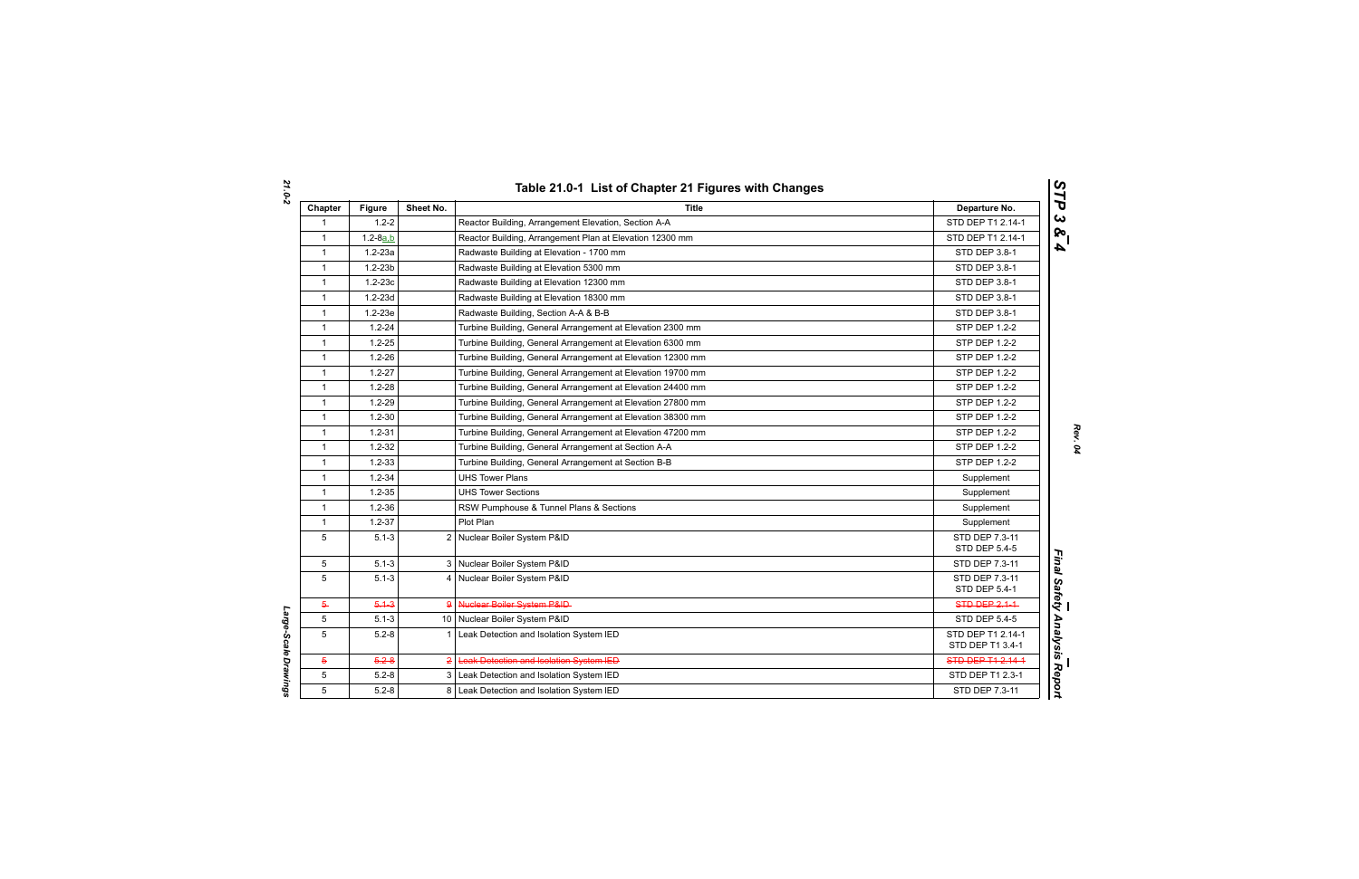# Table 21.0-1 List of Chapter 21 Figures with Changes

| Chapter | Figure | Sheet No. | Title | Departure No. |
|---|---|---|---|---|
| 1 | 1.2-2 | | Reactor Building, Arrangement Elevation, Section A-A | STD DEP T1 2.14-1 |
| 1 | 1.2-8a,b | | Reactor Building, Arrangement Plan at Elevation 12300 mm | STD DEP T1 2.14-1 |
| 1 | 1.2-23a | | Radwaste Building at Elevation - 1700 mm | STD DEP 3.8-1 |
| 1 | 1.2-23b | | Radwaste Building at Elevation 5300 mm | STD DEP 3.8-1 |
| 1 | 1.2-23c | | Radwaste Building at Elevation 12300 mm | STD DEP 3.8-1 |
| 1 | 1.2-23d | | Radwaste Building at Elevation 18300 mm | STD DEP 3.8-1 |
| 1 | 1.2-23e | | Radwaste Building, Section A-A & B-B | STD DEP 3.8-1 |
| 1 | 1.2-24 | | Turbine Building, General Arrangement at Elevation 2300 mm | STP DEP 1.2-2 |
| 1 | 1.2-25 | | Turbine Building, General Arrangement at Elevation 6300 mm | STP DEP 1.2-2 |
| 1 | 1.2-26 | | Turbine Building, General Arrangement at Elevation 12300 mm | STP DEP 1.2-2 |
| 1 | 1.2-27 | | Turbine Building, General Arrangement at Elevation 19700 mm | STP DEP 1.2-2 |
| 1 | 1.2-28 | | Turbine Building, General Arrangement at Elevation 24400 mm | STP DEP 1.2-2 |
| 1 | 1.2-29 | | Turbine Building, General Arrangement at Elevation 27800 mm | STP DEP 1.2-2 |
| 1 | 1.2-30 | | Turbine Building, General Arrangement at Elevation 38300 mm | STP DEP 1.2-2 |
| 1 | 1.2-31 | | Turbine Building, General Arrangement at Elevation 47200 mm | STP DEP 1.2-2 |
| 1 | 1.2-32 | | Turbine Building, General Arrangement at Section A-A | STP DEP 1.2-2 |
| 1 | 1.2-33 | | Turbine Building, General Arrangement at Section B-B | STP DEP 1.2-2 |
| 1 | 1.2-34 | | UHS Tower Plans | Supplement |
| 1 | 1.2-35 | | UHS Tower Sections | Supplement |
| 1 | 1.2-36 | | RSW Pumphouse & Tunnel Plans & Sections | Supplement |
| 1 | 1.2-37 | | Plot Plan | Supplement |
| 5 | 5.1-3 | 2 | Nuclear Boiler System P&ID | STD DEP 7.3-11<br>STD DEP 5.4-5 |
| 5 | 5.1-3 | 3 | Nuclear Boiler System P&ID | STD DEP 7.3-11 |
| 5 | 5.1-3 | 4 | Nuclear Boiler System P&ID | STD DEP 7.3-11<br>STD DEP 5.4-1 |
| ~~5~~ | ~~5.1-3~~ | ~~9~~ | ~~Nuclear Boiler System P&ID~~ | ~~STD DEP 2.1-1~~ |
| 5 | 5.1-3 | 10 | Nuclear Boiler System P&ID | STD DEP 5.4-5 |
| 5 | 5.2-8 | 1 | Leak Detection and Isolation System IED | STD DEP T1 2.14-1<br>STD DEP T1 3.4-1 |
| ~~5~~ | ~~5.2-8~~ | ~~2~~ | ~~Leak Detection and Isolation System IED~~ | ~~STD DEP T1 2.14-1~~ |
| 5 | 5.2-8 | 3 | Leak Detection and Isolation System IED | STD DEP T1 2.3-1 |
| 5 | 5.2-8 | 8 | Leak Detection and Isolation System IED | STD DEP 7.3-11 |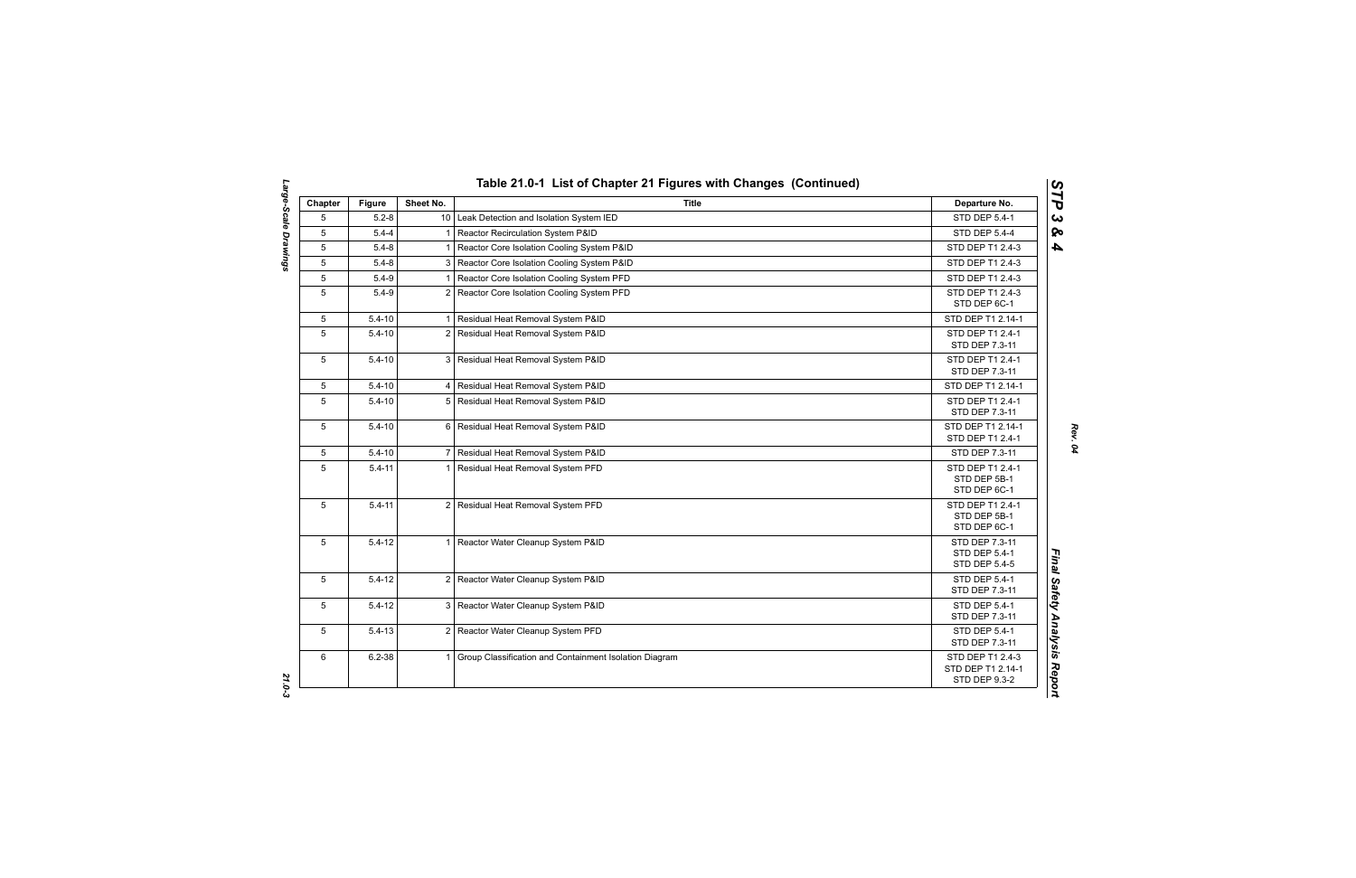# Table 21.0-1 List of Chapter 21 Figures with Changes (Continued)

| Chapter | Figure | Sheet No. | Title | Departure No. |
|---|---|---|---|---|
| 5 | 5.2-8 | 10 | Leak Detection and Isolation System IED | STD DEP 5.4-1 |
| 5 | 5.4-4 | 1 | Reactor Recirculation System P&ID | STD DEP 5.4-4 |
| 5 | 5.4-8 | 1 | Reactor Core Isolation Cooling System P&ID | STD DEP T1 2.4-3 |
| 5 | 5.4-8 | 3 | Reactor Core Isolation Cooling System P&ID | STD DEP T1 2.4-3 |
| 5 | 5.4-9 | 1 | Reactor Core Isolation Cooling System PFD | STD DEP T1 2.4-3 |
| 5 | 5.4-9 | 2 | Reactor Core Isolation Cooling System PFD | STD DEP T1 2.4-3<br>STD DEP 6C-1 |
| 5 | 5.4-10 | 1 | Residual Heat Removal System P&ID | STD DEP T1 2.14-1 |
| 5 | 5.4-10 | 2 | Residual Heat Removal System P&ID | STD DEP T1 2.4-1<br>STD DEP 7.3-11 |
| 5 | 5.4-10 | 3 | Residual Heat Removal System P&ID | STD DEP T1 2.4-1<br>STD DEP 7.3-11 |
| 5 | 5.4-10 | 4 | Residual Heat Removal System P&ID | STD DEP T1 2.14-1 |
| 5 | 5.4-10 | 5 | Residual Heat Removal System P&ID | STD DEP T1 2.4-1<br>STD DEP 7.3-11 |
| 5 | 5.4-10 | 6 | Residual Heat Removal System P&ID | STD DEP T1 2.14-1<br>STD DEP T1 2.4-1 |
| 5 | 5.4-10 | 7 | Residual Heat Removal System P&ID | STD DEP 7.3-11 |
| 5 | 5.4-11 | 1 | Residual Heat Removal System PFD | STD DEP T1 2.4-1<br>STD DEP 5B-1<br>STD DEP 6C-1 |
| 5 | 5.4-11 | 2 | Residual Heat Removal System PFD | STD DEP T1 2.4-1<br>STD DEP 5B-1<br>STD DEP 6C-1 |
| 5 | 5.4-12 | 1 | Reactor Water Cleanup System P&ID | STD DEP 7.3-11<br>STD DEP 5.4-1<br>STD DEP 5.4-5 |
| 5 | 5.4-12 | 2 | Reactor Water Cleanup System P&ID | STD DEP 5.4-1<br>STD DEP 7.3-11 |
| 5 | 5.4-12 | 3 | Reactor Water Cleanup System P&ID | STD DEP 5.4-1<br>STD DEP 7.3-11 |
| 5 | 5.4-13 | 2 | Reactor Water Cleanup System PFD | STD DEP 5.4-1<br>STD DEP 7.3-11 |
| 6 | 6.2-38 | 1 | Group Classification and Containment Isolation Diagram | STD DEP T1 2.4-3<br>STD DEP T1 2.14-1<br>STD DEP 9.3-2 |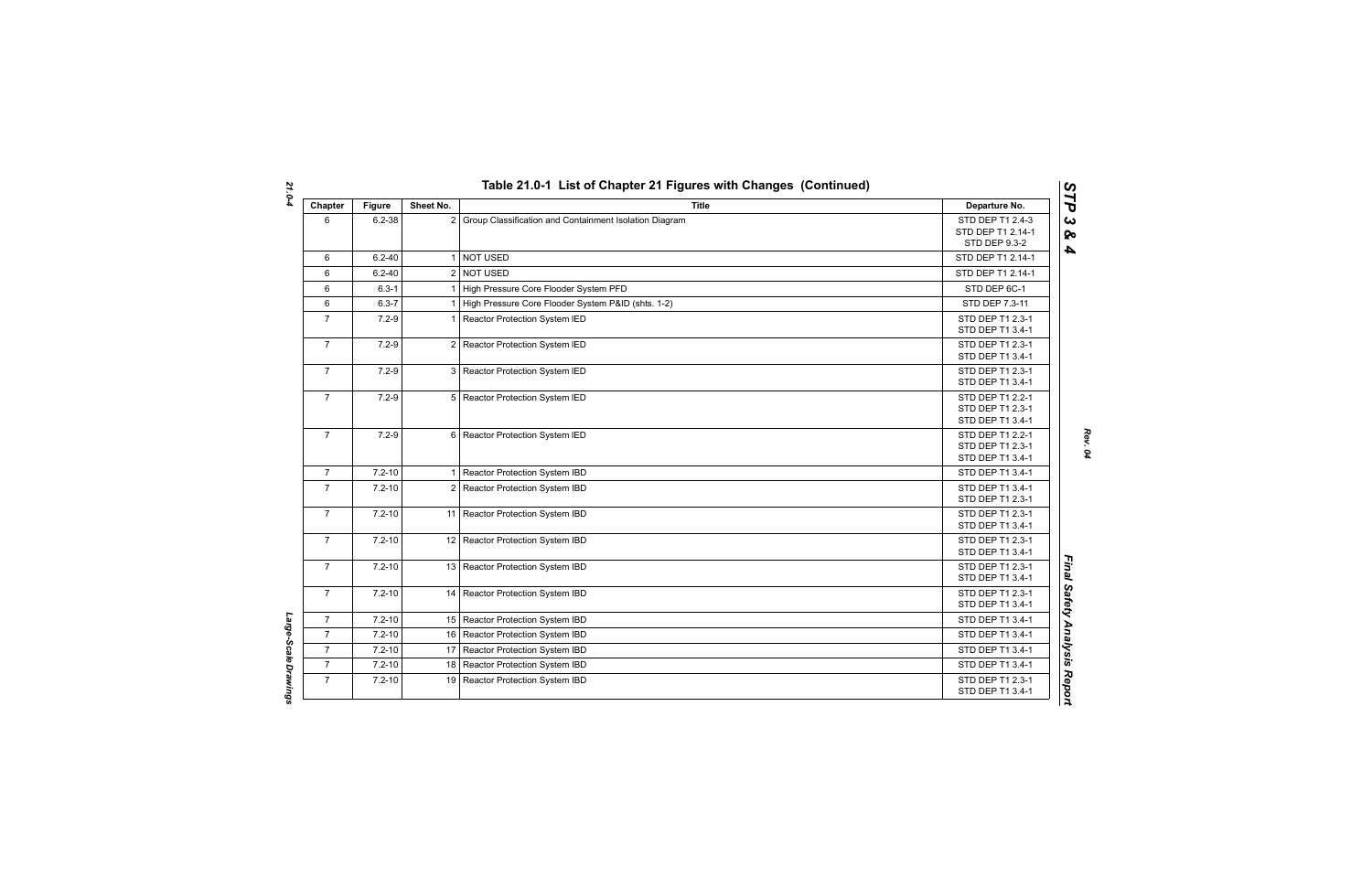# Table 21.0-1 List of Chapter 21 Figures with Changes (Continued)

| Chapter | Figure | Sheet No. | Title | Departure No. |
|---|---|---|---|---|
| 6 | 6.2-38 | 2 | Group Classification and Containment Isolation Diagram | STD DEP T1 2.4-3<br>STD DEP T1 2.14-1<br>STD DEP 9.3-2 |
| 6 | 6.2-40 | 1 | NOT USED | STD DEP T1 2.14-1 |
| 6 | 6.2-40 | 2 | NOT USED | STD DEP T1 2.14-1 |
| 6 | 6.3-1 | 1 | High Pressure Core Flooder System PFD | STD DEP 6C-1 |
| 6 | 6.3-7 | 1 | High Pressure Core Flooder System P&ID (shts. 1-2) | STD DEP 7.3-11 |
| 7 | 7.2-9 | 1 | Reactor Protection System IED | STD DEP T1 2.3-1<br>STD DEP T1 3.4-1 |
| 7 | 7.2-9 | 2 | Reactor Protection System IED | STD DEP T1 2.3-1<br>STD DEP T1 3.4-1 |
| 7 | 7.2-9 | 3 | Reactor Protection System IED | STD DEP T1 2.3-1<br>STD DEP T1 3.4-1 |
| 7 | 7.2-9 | 5 | Reactor Protection System IED | STD DEP T1 2.2-1<br>STD DEP T1 2.3-1<br>STD DEP T1 3.4-1 |
| 7 | 7.2-9 | 6 | Reactor Protection System IED | STD DEP T1 2.2-1<br>STD DEP T1 2.3-1<br>STD DEP T1 3.4-1 |
| 7 | 7.2-10 | 1 | Reactor Protection System IBD | STD DEP T1 3.4-1 |
| 7 | 7.2-10 | 2 | Reactor Protection System IBD | STD DEP T1 3.4-1<br>STD DEP T1 2.3-1 |
| 7 | 7.2-10 | 11 | Reactor Protection System IBD | STD DEP T1 2.3-1<br>STD DEP T1 3.4-1 |
| 7 | 7.2-10 | 12 | Reactor Protection System IBD | STD DEP T1 2.3-1<br>STD DEP T1 3.4-1 |
| 7 | 7.2-10 | 13 | Reactor Protection System IBD | STD DEP T1 2.3-1<br>STD DEP T1 3.4-1 |
| 7 | 7.2-10 | 14 | Reactor Protection System IBD | STD DEP T1 2.3-1<br>STD DEP T1 3.4-1 |
| 7 | 7.2-10 | 15 | Reactor Protection System IBD | STD DEP T1 3.4-1 |
| 7 | 7.2-10 | 16 | Reactor Protection System IBD | STD DEP T1 3.4-1 |
| 7 | 7.2-10 | 17 | Reactor Protection System IBD | STD DEP T1 3.4-1 |
| 7 | 7.2-10 | 18 | Reactor Protection System IBD | STD DEP T1 3.4-1 |
| 7 | 7.2-10 | 19 | Reactor Protection System IBD | STD DEP T1 2.3-1<br>STD DEP T1 3.4-1 |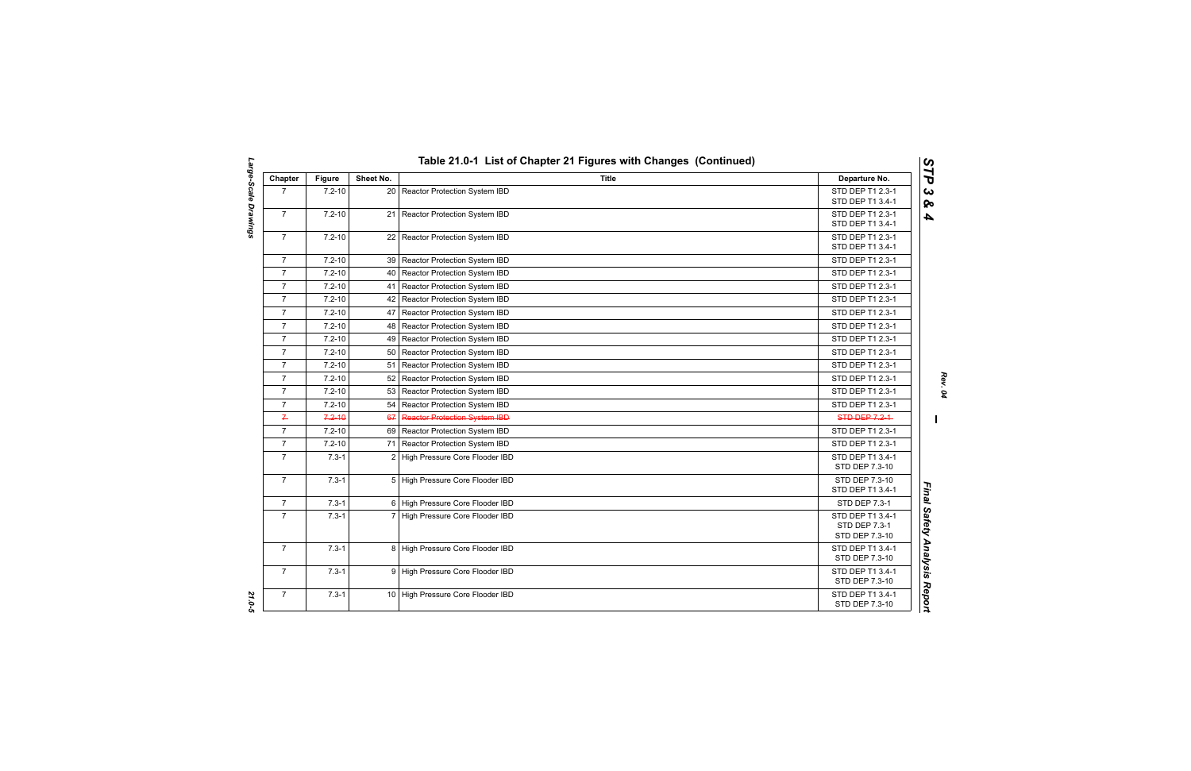## Table 21.0-1 List of Chapter 21 Figures with Changes (Continued)

| Chapter | Figure | Sheet No. | Title | Departure No. |
|---|---|---|---|---|
| 7 | 7.2-10 | 20 | Reactor Protection System IBD | STD DEP T1 2.3-1<br>STD DEP T1 3.4-1 |
| 7 | 7.2-10 | 21 | Reactor Protection System IBD | STD DEP T1 2.3-1<br>STD DEP T1 3.4-1 |
| 7 | 7.2-10 | 22 | Reactor Protection System IBD | STD DEP T1 2.3-1<br>STD DEP T1 3.4-1 |
| 7 | 7.2-10 | 39 | Reactor Protection System IBD | STD DEP T1 2.3-1 |
| 7 | 7.2-10 | 40 | Reactor Protection System IBD | STD DEP T1 2.3-1 |
| 7 | 7.2-10 | 41 | Reactor Protection System IBD | STD DEP T1 2.3-1 |
| 7 | 7.2-10 | 42 | Reactor Protection System IBD | STD DEP T1 2.3-1 |
| 7 | 7.2-10 | 47 | Reactor Protection System IBD | STD DEP T1 2.3-1 |
| 7 | 7.2-10 | 48 | Reactor Protection System IBD | STD DEP T1 2.3-1 |
| 7 | 7.2-10 | 49 | Reactor Protection System IBD | STD DEP T1 2.3-1 |
| 7 | 7.2-10 | 50 | Reactor Protection System IBD | STD DEP T1 2.3-1 |
| 7 | 7.2-10 | 51 | Reactor Protection System IBD | STD DEP T1 2.3-1 |
| 7 | 7.2-10 | 52 | Reactor Protection System IBD | STD DEP T1 2.3-1 |
| 7 | 7.2-10 | 53 | Reactor Protection System IBD | STD DEP T1 2.3-1 |
| 7 | 7.2-10 | 54 | Reactor Protection System IBD | STD DEP T1 2.3-1 |
| ~~7~~ | ~~7.2-10~~ | ~~67~~ | ~~Reactor Protection System IBD~~ | ~~STD DEP 7.2-1~~ |
| 7 | 7.2-10 | 69 | Reactor Protection System IBD | STD DEP T1 2.3-1 |
| 7 | 7.2-10 | 71 | Reactor Protection System IBD | STD DEP T1 2.3-1 |
| 7 | 7.3-1 | 2 | High Pressure Core Flooder IBD | STD DEP T1 3.4-1<br>STD DEP 7.3-10 |
| 7 | 7.3-1 | 5 | High Pressure Core Flooder IBD | STD DEP 7.3-10<br>STD DEP T1 3.4-1 |
| 7 | 7.3-1 | 6 | High Pressure Core Flooder IBD | STD DEP 7.3-1 |
| 7 | 7.3-1 | 7 | High Pressure Core Flooder IBD | STD DEP T1 3.4-1<br>STD DEP 7.3-1<br>STD DEP 7.3-10 |
| 7 | 7.3-1 | 8 | High Pressure Core Flooder IBD | STD DEP T1 3.4-1<br>STD DEP 7.3-10 |
| 7 | 7.3-1 | 9 | High Pressure Core Flooder IBD | STD DEP T1 3.4-1<br>STD DEP 7.3-10 |
| 7 | 7.3-1 | 10 | High Pressure Core Flooder IBD | STD DEP T1 3.4-1<br>STD DEP 7.3-10 |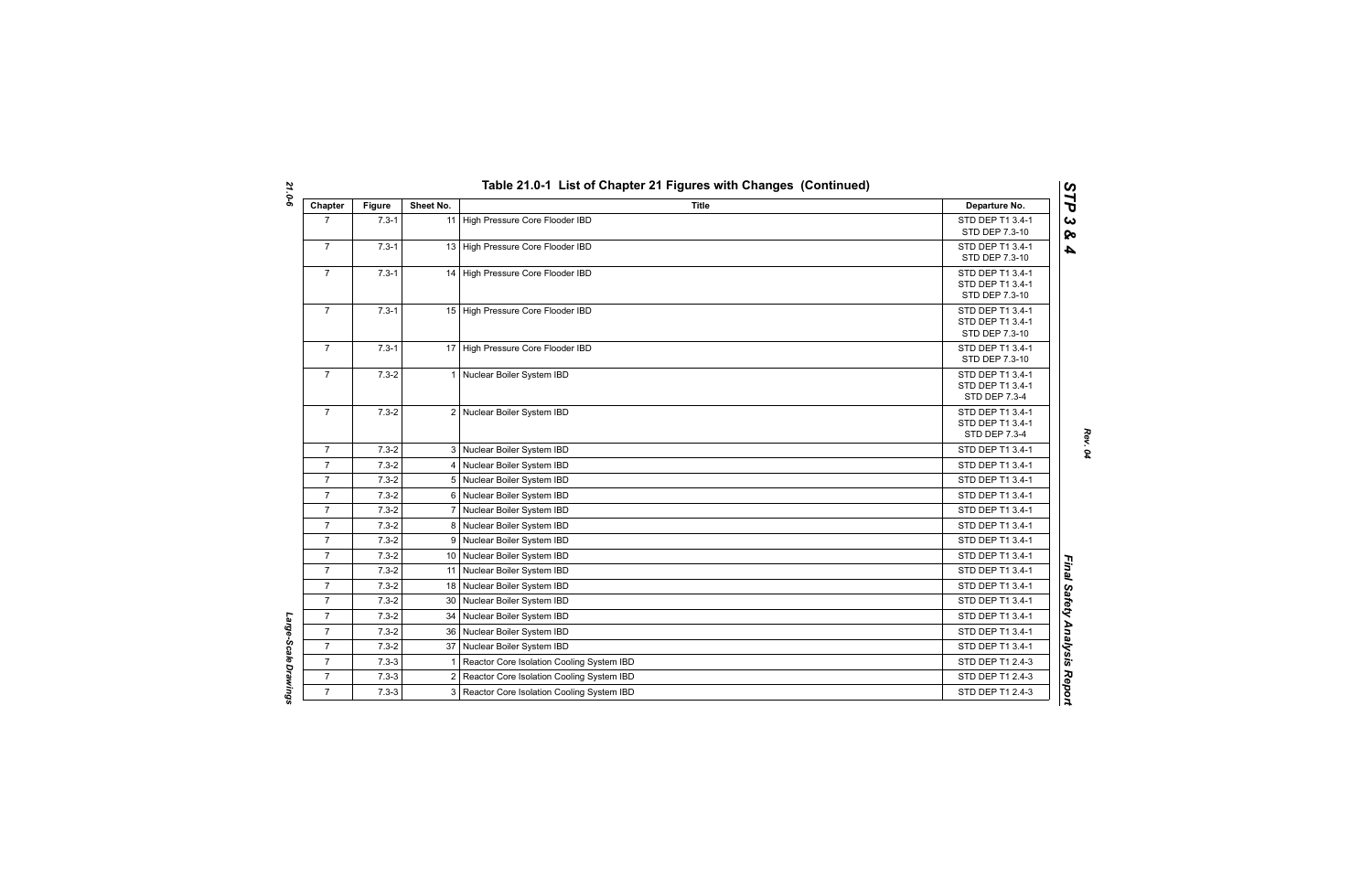## Table 21.0-1 List of Chapter 21 Figures with Changes (Continued)

| Chapter | Figure | Sheet No. | Title | Departure No. |
|---|---|---|---|---|
| 7 | 7.3-1 | 11 | High Pressure Core Flooder IBD | STD DEP T1 3.4-1<br>STD DEP 7.3-10 |
| 7 | 7.3-1 | 13 | High Pressure Core Flooder IBD | STD DEP T1 3.4-1<br>STD DEP 7.3-10 |
| 7 | 7.3-1 | 14 | High Pressure Core Flooder IBD | STD DEP T1 3.4-1<br>STD DEP T1 3.4-1<br>STD DEP 7.3-10 |
| 7 | 7.3-1 | 15 | High Pressure Core Flooder IBD | STD DEP T1 3.4-1<br>STD DEP T1 3.4-1<br>STD DEP 7.3-10 |
| 7 | 7.3-1 | 17 | High Pressure Core Flooder IBD | STD DEP T1 3.4-1<br>STD DEP 7.3-10 |
| 7 | 7.3-2 | 1 | Nuclear Boiler System IBD | STD DEP T1 3.4-1<br>STD DEP T1 3.4-1<br>STD DEP 7.3-4 |
| 7 | 7.3-2 | 2 | Nuclear Boiler System IBD | STD DEP T1 3.4-1<br>STD DEP T1 3.4-1<br>STD DEP 7.3-4 |
| 7 | 7.3-2 | 3 | Nuclear Boiler System IBD | STD DEP T1 3.4-1 |
| 7 | 7.3-2 | 4 | Nuclear Boiler System IBD | STD DEP T1 3.4-1 |
| 7 | 7.3-2 | 5 | Nuclear Boiler System IBD | STD DEP T1 3.4-1 |
| 7 | 7.3-2 | 6 | Nuclear Boiler System IBD | STD DEP T1 3.4-1 |
| 7 | 7.3-2 | 7 | Nuclear Boiler System IBD | STD DEP T1 3.4-1 |
| 7 | 7.3-2 | 8 | Nuclear Boiler System IBD | STD DEP T1 3.4-1 |
| 7 | 7.3-2 | 9 | Nuclear Boiler System IBD | STD DEP T1 3.4-1 |
| 7 | 7.3-2 | 10 | Nuclear Boiler System IBD | STD DEP T1 3.4-1 |
| 7 | 7.3-2 | 11 | Nuclear Boiler System IBD | STD DEP T1 3.4-1 |
| 7 | 7.3-2 | 18 | Nuclear Boiler System IBD | STD DEP T1 3.4-1 |
| 7 | 7.3-2 | 30 | Nuclear Boiler System IBD | STD DEP T1 3.4-1 |
| 7 | 7.3-2 | 34 | Nuclear Boiler System IBD | STD DEP T1 3.4-1 |
| 7 | 7.3-2 | 36 | Nuclear Boiler System IBD | STD DEP T1 3.4-1 |
| 7 | 7.3-2 | 37 | Nuclear Boiler System IBD | STD DEP T1 3.4-1 |
| 7 | 7.3-3 | 1 | Reactor Core Isolation Cooling System IBD | STD DEP T1 2.4-3 |
| 7 | 7.3-3 | 2 | Reactor Core Isolation Cooling System IBD | STD DEP T1 2.4-3 |
| 7 | 7.3-3 | 3 | Reactor Core Isolation Cooling System IBD | STD DEP T1 2.4-3 |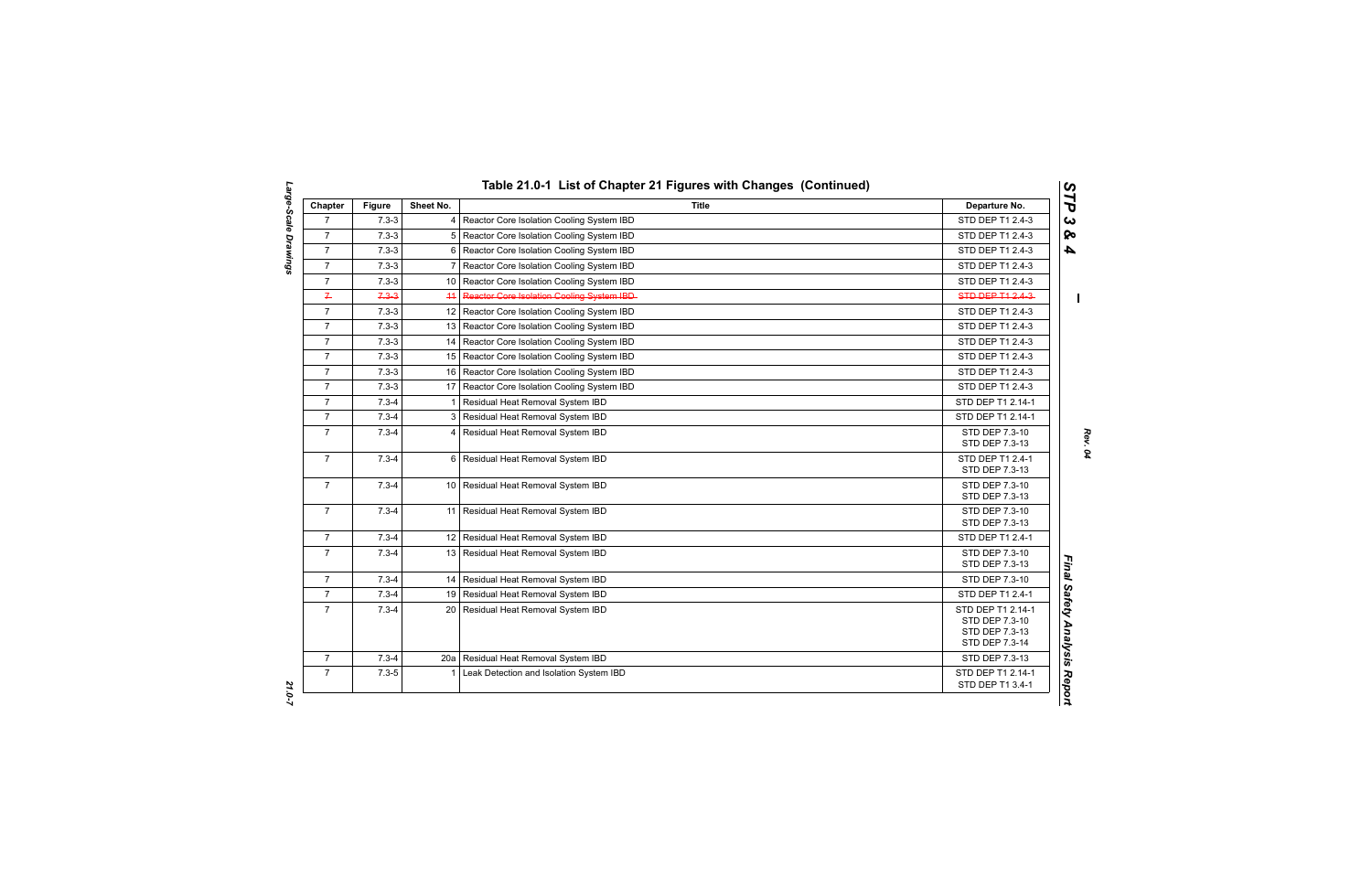## Table 21.0-1 List of Chapter 21 Figures with Changes (Continued)

| Chapter | Figure | Sheet No. | Title | Departure No. |
|---|---|---|---|---|
| 7 | 7.3-3 | 4 | Reactor Core Isolation Cooling System IBD | STD DEP T1 2.4-3 |
| 7 | 7.3-3 | 5 | Reactor Core Isolation Cooling System IBD | STD DEP T1 2.4-3 |
| 7 | 7.3-3 | 6 | Reactor Core Isolation Cooling System IBD | STD DEP T1 2.4-3 |
| 7 | 7.3-3 | 7 | Reactor Core Isolation Cooling System IBD | STD DEP T1 2.4-3 |
| 7 | 7.3-3 | 10 | Reactor Core Isolation Cooling System IBD | STD DEP T1 2.4-3 |
| ~~7~~ | ~~7.3-3~~ | ~~11~~ | ~~Reactor Core Isolation Cooling System IBD~~ | ~~STD DEP T1 2.4-3~~ |
| 7 | 7.3-3 | 12 | Reactor Core Isolation Cooling System IBD | STD DEP T1 2.4-3 |
| 7 | 7.3-3 | 13 | Reactor Core Isolation Cooling System IBD | STD DEP T1 2.4-3 |
| 7 | 7.3-3 | 14 | Reactor Core Isolation Cooling System IBD | STD DEP T1 2.4-3 |
| 7 | 7.3-3 | 15 | Reactor Core Isolation Cooling System IBD | STD DEP T1 2.4-3 |
| 7 | 7.3-3 | 16 | Reactor Core Isolation Cooling System IBD | STD DEP T1 2.4-3 |
| 7 | 7.3-3 | 17 | Reactor Core Isolation Cooling System IBD | STD DEP T1 2.4-3 |
| 7 | 7.3-4 | 1 | Residual Heat Removal System IBD | STD DEP T1 2.14-1 |
| 7 | 7.3-4 | 3 | Residual Heat Removal System IBD | STD DEP T1 2.14-1 |
| 7 | 7.3-4 | 4 | Residual Heat Removal System IBD | STD DEP 7.3-10<br>STD DEP 7.3-13 |
| 7 | 7.3-4 | 6 | Residual Heat Removal System IBD | STD DEP T1 2.4-1<br>STD DEP 7.3-13 |
| 7 | 7.3-4 | 10 | Residual Heat Removal System IBD | STD DEP 7.3-10<br>STD DEP 7.3-13 |
| 7 | 7.3-4 | 11 | Residual Heat Removal System IBD | STD DEP 7.3-10<br>STD DEP 7.3-13 |
| 7 | 7.3-4 | 12 | Residual Heat Removal System IBD | STD DEP T1 2.4-1 |
| 7 | 7.3-4 | 13 | Residual Heat Removal System IBD | STD DEP 7.3-10<br>STD DEP 7.3-13 |
| 7 | 7.3-4 | 14 | Residual Heat Removal System IBD | STD DEP 7.3-10 |
| 7 | 7.3-4 | 19 | Residual Heat Removal System IBD | STD DEP T1 2.4-1 |
| 7 | 7.3-4 | 20 | Residual Heat Removal System IBD | STD DEP T1 2.14-1<br>STD DEP 7.3-10<br>STD DEP 7.3-13<br>STD DEP 7.3-14 |
| 7 | 7.3-4 | 20a | Residual Heat Removal System IBD | STD DEP 7.3-13 |
| 7 | 7.3-5 | 1 | Leak Detection and Isolation System IBD | STD DEP T1 2.14-1<br>STD DEP T1 3.4-1 |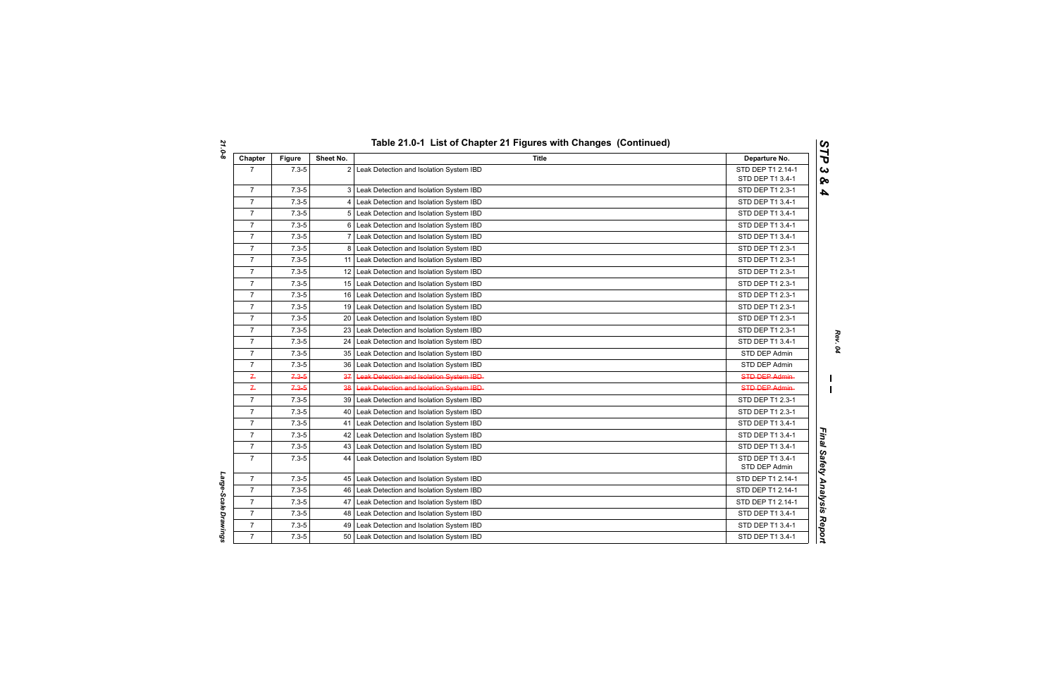# Table 21.0-1 List of Chapter 21 Figures with Changes (Continued)

| Chapter | Figure | Sheet No. | Title | Departure No. |
|---|---|---|---|---|
| 7 | 7.3-5 | 2 | Leak Detection and Isolation System IBD | STD DEP T1 2.14-1<br>STD DEP T1 3.4-1 |
| 7 | 7.3-5 | 3 | Leak Detection and Isolation System IBD | STD DEP T1 2.3-1 |
| 7 | 7.3-5 | 4 | Leak Detection and Isolation System IBD | STD DEP T1 3.4-1 |
| 7 | 7.3-5 | 5 | Leak Detection and Isolation System IBD | STD DEP T1 3.4-1 |
| 7 | 7.3-5 | 6 | Leak Detection and Isolation System IBD | STD DEP T1 3.4-1 |
| 7 | 7.3-5 | 7 | Leak Detection and Isolation System IBD | STD DEP T1 3.4-1 |
| 7 | 7.3-5 | 8 | Leak Detection and Isolation System IBD | STD DEP T1 2.3-1 |
| 7 | 7.3-5 | 11 | Leak Detection and Isolation System IBD | STD DEP T1 2.3-1 |
| 7 | 7.3-5 | 12 | Leak Detection and Isolation System IBD | STD DEP T1 2.3-1 |
| 7 | 7.3-5 | 15 | Leak Detection and Isolation System IBD | STD DEP T1 2.3-1 |
| 7 | 7.3-5 | 16 | Leak Detection and Isolation System IBD | STD DEP T1 2.3-1 |
| 7 | 7.3-5 | 19 | Leak Detection and Isolation System IBD | STD DEP T1 2.3-1 |
| 7 | 7.3-5 | 20 | Leak Detection and Isolation System IBD | STD DEP T1 2.3-1 |
| 7 | 7.3-5 | 23 | Leak Detection and Isolation System IBD | STD DEP T1 2.3-1 |
| 7 | 7.3-5 | 24 | Leak Detection and Isolation System IBD | STD DEP T1 3.4-1 |
| 7 | 7.3-5 | 35 | Leak Detection and Isolation System IBD | STD DEP Admin |
| 7 | 7.3-5 | 36 | Leak Detection and Isolation System IBD | STD DEP Admin |
| ~~7~~ | ~~7.3-5~~ | ~~37~~ | ~~Leak Detection and Isolation System IBD~~ | ~~STD DEP Admin~~ |
| ~~7~~ | ~~7.3-5~~ | ~~38~~ | ~~Leak Detection and Isolation System IBD~~ | ~~STD DEP Admin~~ |
| 7 | 7.3-5 | 39 | Leak Detection and Isolation System IBD | STD DEP T1 2.3-1 |
| 7 | 7.3-5 | 40 | Leak Detection and Isolation System IBD | STD DEP T1 2.3-1 |
| 7 | 7.3-5 | 41 | Leak Detection and Isolation System IBD | STD DEP T1 3.4-1 |
| 7 | 7.3-5 | 42 | Leak Detection and Isolation System IBD | STD DEP T1 3.4-1 |
| 7 | 7.3-5 | 43 | Leak Detection and Isolation System IBD | STD DEP T1 3.4-1 |
| 7 | 7.3-5 | 44 | Leak Detection and Isolation System IBD | STD DEP T1 3.4-1<br>STD DEP Admin |
| 7 | 7.3-5 | 45 | Leak Detection and Isolation System IBD | STD DEP T1 2.14-1 |
| 7 | 7.3-5 | 46 | Leak Detection and Isolation System IBD | STD DEP T1 2.14-1 |
| 7 | 7.3-5 | 47 | Leak Detection and Isolation System IBD | STD DEP T1 2.14-1 |
| 7 | 7.3-5 | 48 | Leak Detection and Isolation System IBD | STD DEP T1 3.4-1 |
| 7 | 7.3-5 | 49 | Leak Detection and Isolation System IBD | STD DEP T1 3.4-1 |
| 7 | 7.3-5 | 50 | Leak Detection and Isolation System IBD | STD DEP T1 3.4-1 |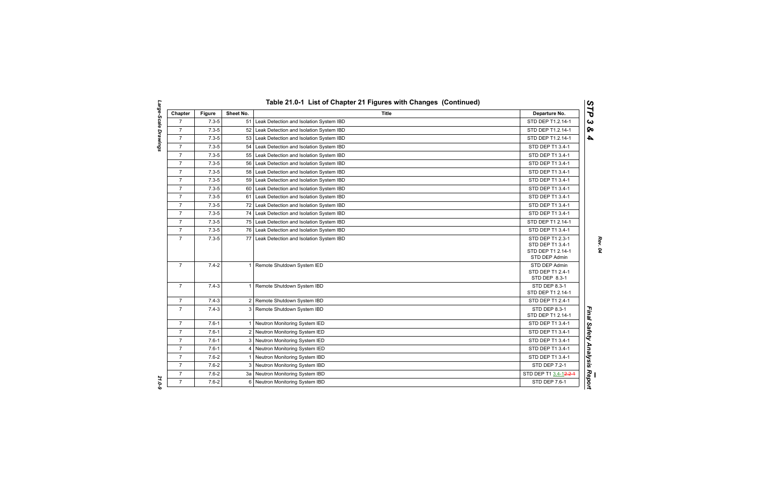## Table 21.0-1 List of Chapter 21 Figures with Changes (Continued)

| Chapter | Figure | Sheet No. | Title | Departure No. |
|---|---|---|---|---|
| 7 | 7.3-5 | 51 | Leak Detection and Isolation System IBD | STD DEP T1.2.14-1 |
| 7 | 7.3-5 | 52 | Leak Detection and Isolation System IBD | STD DEP T1.2.14-1 |
| 7 | 7.3-5 | 53 | Leak Detection and Isolation System IBD | STD DEP T1.2.14-1 |
| 7 | 7.3-5 | 54 | Leak Detection and Isolation System IBD | STD DEP T1 3.4-1 |
| 7 | 7.3-5 | 55 | Leak Detection and Isolation System IBD | STD DEP T1 3.4-1 |
| 7 | 7.3-5 | 56 | Leak Detection and Isolation System IBD | STD DEP T1 3.4-1 |
| 7 | 7.3-5 | 58 | Leak Detection and Isolation System IBD | STD DEP T1 3.4-1 |
| 7 | 7.3-5 | 59 | Leak Detection and Isolation System IBD | STD DEP T1 3.4-1 |
| 7 | 7.3-5 | 60 | Leak Detection and Isolation System IBD | STD DEP T1 3.4-1 |
| 7 | 7.3-5 | 61 | Leak Detection and Isolation System IBD | STD DEP T1 3.4-1 |
| 7 | 7.3-5 | 72 | Leak Detection and Isolation System IBD | STD DEP T1 3.4-1 |
| 7 | 7.3-5 | 74 | Leak Detection and Isolation System IBD | STD DEP T1 3.4-1 |
| 7 | 7.3-5 | 75 | Leak Detection and Isolation System IBD | STD DEP T1 2.14-1 |
| 7 | 7.3-5 | 76 | Leak Detection and Isolation System IBD | STD DEP T1 3.4-1 |
| 7 | 7.3-5 | 77 | Leak Detection and Isolation System IBD | STD DEP T1 2.3-1<br>STD DEP T1 3.4-1<br>STD DEP T1 2.14-1<br>STD DEP Admin |
| 7 | 7.4-2 | 1 | Remote Shutdown System IED | STD DEP Admin<br>STD DEP T1 2.4-1<br>STD DEP 8.3-1 |
| 7 | 7.4-3 | 1 | Remote Shutdown System IBD | STD DEP 8.3-1<br>STD DEP T1 2.14-1 |
| 7 | 7.4-3 | 2 | Remote Shutdown System IBD | STD DEP T1 2.4-1 |
| 7 | 7.4-3 | 3 | Remote Shutdown System IBD | STD DEP 8.3-1<br>STD DEP T1 2.14-1 |
| 7 | 7.6-1 | 1 | Neutron Monitoring System IED | STD DEP T1 3.4-1 |
| 7 | 7.6-1 | 2 | Neutron Monitoring System IED | STD DEP T1 3.4-1 |
| 7 | 7.6-1 | 3 | Neutron Monitoring System IED | STD DEP T1 3.4-1 |
| 7 | 7.6-1 | 4 | Neutron Monitoring System IED | STD DEP T1 3.4-1 |
| 7 | 7.6-2 | 1 | Neutron Monitoring System IBD | STD DEP T1 3.4-1 |
| 7 | 7.6-2 | 3 | Neutron Monitoring System IBD | STD DEP 7.2-1 |
| 7 | 7.6-2 | 3a | Neutron Monitoring System IBD | STD DEP T1 3.4-1 ~~2.2-1~~ |
| 7 | 7.6-2 | 6 | Neutron Monitoring System IBD | STD DEP 7.6-1 |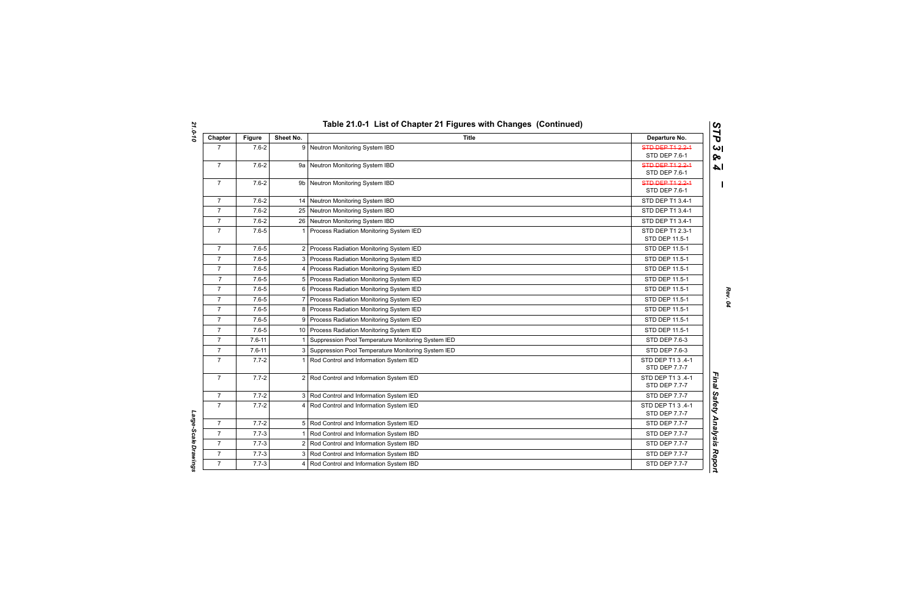## Table 21.0-1 List of Chapter 21 Figures with Changes (Continued)

| Chapter | Figure | Sheet No. | Title | Departure No. |
|---|---|---|---|---|
| 7 | 7.6-2 | 9 | Neutron Monitoring System IBD | ~~STD DEP T1 2.2-1~~ STD DEP 7.6-1 |
| 7 | 7.6-2 | 9a | Neutron Monitoring System IBD | ~~STD DEP T1 2.2-1~~ STD DEP 7.6-1 |
| 7 | 7.6-2 | 9b | Neutron Monitoring System IBD | ~~STD DEP T1 2.2-1~~ STD DEP 7.6-1 |
| 7 | 7.6-2 | 14 | Neutron Monitoring System IBD | STD DEP T1 3.4-1 |
| 7 | 7.6-2 | 25 | Neutron Monitoring System IBD | STD DEP T1 3.4-1 |
| 7 | 7.6-2 | 26 | Neutron Monitoring System IBD | STD DEP T1 3.4-1 |
| 7 | 7.6-5 | 1 | Process Radiation Monitoring System IED | STD DEP T1 2.3-1 STD DEP 11.5-1 |
| 7 | 7.6-5 | 2 | Process Radiation Monitoring System IED | STD DEP 11.5-1 |
| 7 | 7.6-5 | 3 | Process Radiation Monitoring System IED | STD DEP 11.5-1 |
| 7 | 7.6-5 | 4 | Process Radiation Monitoring System IED | STD DEP 11.5-1 |
| 7 | 7.6-5 | 5 | Process Radiation Monitoring System IED | STD DEP 11.5-1 |
| 7 | 7.6-5 | 6 | Process Radiation Monitoring System IED | STD DEP 11.5-1 |
| 7 | 7.6-5 | 7 | Process Radiation Monitoring System IED | STD DEP 11.5-1 |
| 7 | 7.6-5 | 8 | Process Radiation Monitoring System IED | STD DEP 11.5-1 |
| 7 | 7.6-5 | 9 | Process Radiation Monitoring System IED | STD DEP 11.5-1 |
| 7 | 7.6-5 | 10 | Process Radiation Monitoring System IED | STD DEP 11.5-1 |
| 7 | 7.6-11 | 1 | Suppression Pool Temperature Monitoring System IED | STD DEP 7.6-3 |
| 7 | 7.6-11 | 3 | Suppression Pool Temperature Monitoring System IED | STD DEP 7.6-3 |
| 7 | 7.7-2 | 1 | Rod Control and Information System IED | STD DEP T1 3 .4-1 STD DEP 7.7-7 |
| 7 | 7.7-2 | 2 | Rod Control and Information System IED | STD DEP T1 3 .4-1 STD DEP 7.7-7 |
| 7 | 7.7-2 | 3 | Rod Control and Information System IED | STD DEP 7.7-7 |
| 7 | 7.7-2 | 4 | Rod Control and Information System IED | STD DEP T1 3 .4-1 STD DEP 7.7-7 |
| 7 | 7.7-2 | 5 | Rod Control and Information System IED | STD DEP 7.7-7 |
| 7 | 7.7-3 | 1 | Rod Control and Information System IBD | STD DEP 7.7-7 |
| 7 | 7.7-3 | 2 | Rod Control and Information System IBD | STD DEP 7.7-7 |
| 7 | 7.7-3 | 3 | Rod Control and Information System IBD | STD DEP 7.7-7 |
| 7 | 7.7-3 | 4 | Rod Control and Information System IBD | STD DEP 7.7-7 |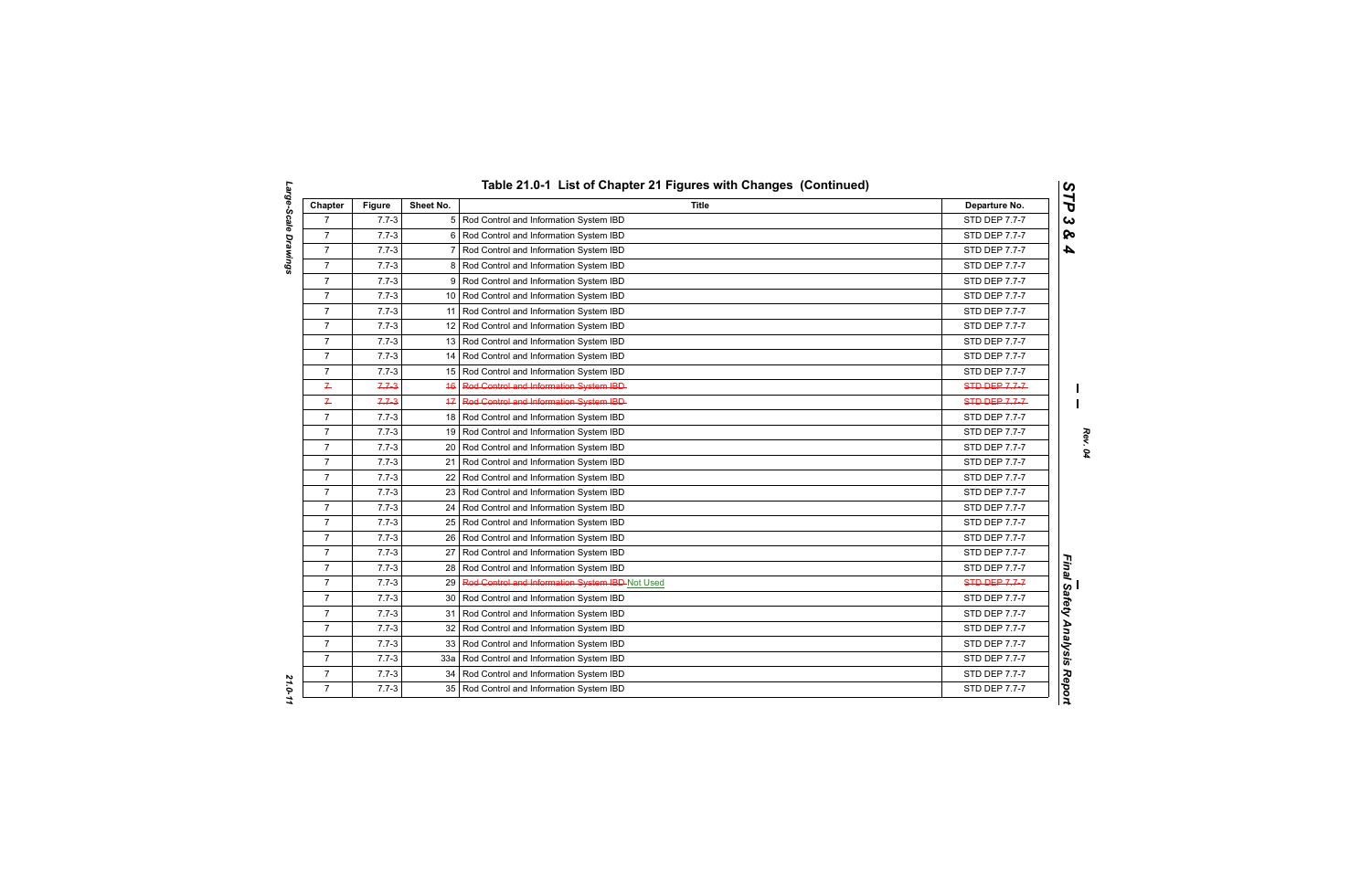## Table 21.0-1 List of Chapter 21 Figures with Changes (Continued)

| Chapter | Figure | Sheet No. | Title | Departure No. |
|---|---|---|---|---|
| 7 | 7.7-3 | 5 | Rod Control and Information System IBD | STD DEP 7.7-7 |
| 7 | 7.7-3 | 6 | Rod Control and Information System IBD | STD DEP 7.7-7 |
| 7 | 7.7-3 | 7 | Rod Control and Information System IBD | STD DEP 7.7-7 |
| 7 | 7.7-3 | 8 | Rod Control and Information System IBD | STD DEP 7.7-7 |
| 7 | 7.7-3 | 9 | Rod Control and Information System IBD | STD DEP 7.7-7 |
| 7 | 7.7-3 | 10 | Rod Control and Information System IBD | STD DEP 7.7-7 |
| 7 | 7.7-3 | 11 | Rod Control and Information System IBD | STD DEP 7.7-7 |
| 7 | 7.7-3 | 12 | Rod Control and Information System IBD | STD DEP 7.7-7 |
| 7 | 7.7-3 | 13 | Rod Control and Information System IBD | STD DEP 7.7-7 |
| 7 | 7.7-3 | 14 | Rod Control and Information System IBD | STD DEP 7.7-7 |
| 7 | 7.7-3 | 15 | Rod Control and Information System IBD | STD DEP 7.7-7 |
| ~~7~~ | ~~7.7-3~~ | ~~16~~ | ~~Rod Control and Information System IBD~~ | ~~STD DEP 7.7-7~~ |
| ~~7~~ | ~~7.7-3~~ | ~~17~~ | ~~Rod Control and Information System IBD~~ | ~~STD DEP 7.7-7~~ |
| 7 | 7.7-3 | 18 | Rod Control and Information System IBD | STD DEP 7.7-7 |
| 7 | 7.7-3 | 19 | Rod Control and Information System IBD | STD DEP 7.7-7 |
| 7 | 7.7-3 | 20 | Rod Control and Information System IBD | STD DEP 7.7-7 |
| 7 | 7.7-3 | 21 | Rod Control and Information System IBD | STD DEP 7.7-7 |
| 7 | 7.7-3 | 22 | Rod Control and Information System IBD | STD DEP 7.7-7 |
| 7 | 7.7-3 | 23 | Rod Control and Information System IBD | STD DEP 7.7-7 |
| 7 | 7.7-3 | 24 | Rod Control and Information System IBD | STD DEP 7.7-7 |
| 7 | 7.7-3 | 25 | Rod Control and Information System IBD | STD DEP 7.7-7 |
| 7 | 7.7-3 | 26 | Rod Control and Information System IBD | STD DEP 7.7-7 |
| 7 | 7.7-3 | 27 | Rod Control and Information System IBD | STD DEP 7.7-7 |
| 7 | 7.7-3 | 28 | Rod Control and Information System IBD | STD DEP 7.7-7 |
| 7 | 7.7-3 | 29 | ~~Rod Control and Information System IBD~~ Not Used | ~~STD DEP 7.7-7~~ |
| 7 | 7.7-3 | 30 | Rod Control and Information System IBD | STD DEP 7.7-7 |
| 7 | 7.7-3 | 31 | Rod Control and Information System IBD | STD DEP 7.7-7 |
| 7 | 7.7-3 | 32 | Rod Control and Information System IBD | STD DEP 7.7-7 |
| 7 | 7.7-3 | 33 | Rod Control and Information System IBD | STD DEP 7.7-7 |
| 7 | 7.7-3 | 33a | Rod Control and Information System IBD | STD DEP 7.7-7 |
| 7 | 7.7-3 | 34 | Rod Control and Information System IBD | STD DEP 7.7-7 |
| 7 | 7.7-3 | 35 | Rod Control and Information System IBD | STD DEP 7.7-7 |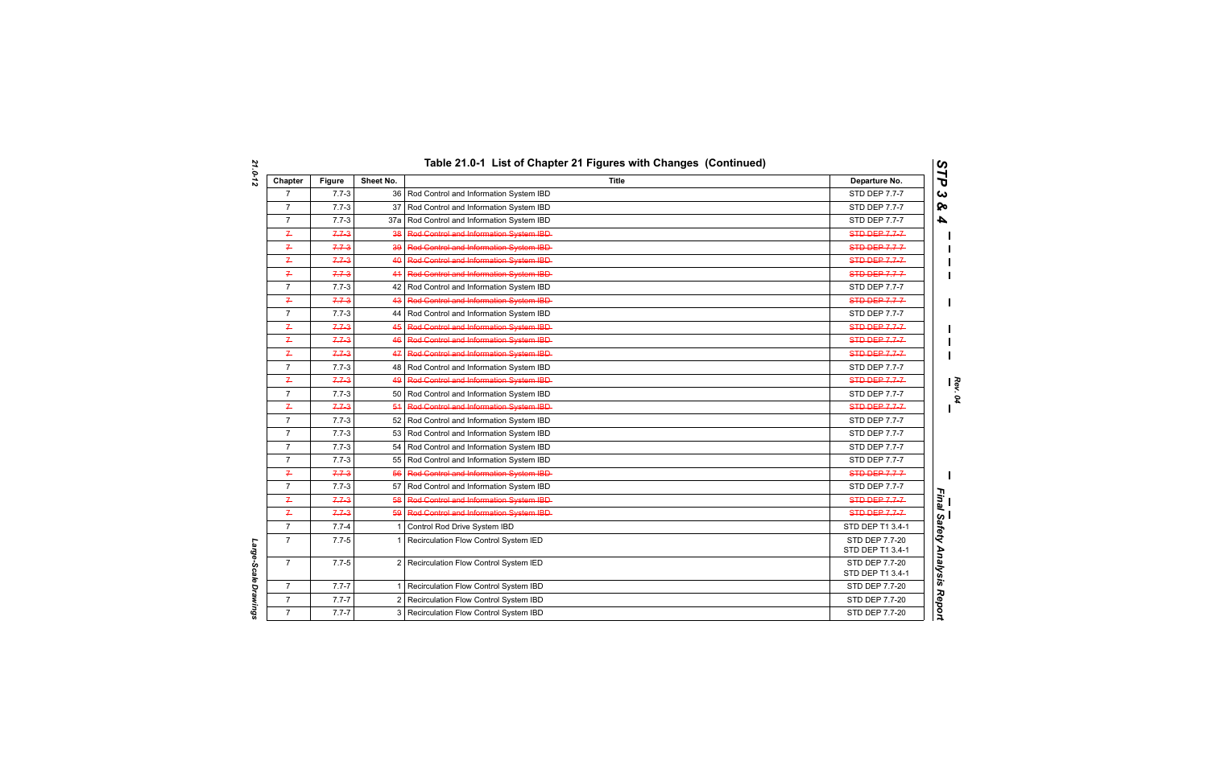## Table 21.0-1 List of Chapter 21 Figures with Changes (Continued)

| Chapter | Figure | Sheet No. | Title | Departure No. |
|---|---|---|---|---|
| 7 | 7.7-3 | 36 | Rod Control and Information System IBD | STD DEP 7.7-7 |
| 7 | 7.7-3 | 37 | Rod Control and Information System IBD | STD DEP 7.7-7 |
| 7 | 7.7-3 | 37a | Rod Control and Information System IBD | STD DEP 7.7-7 |
| ~~7~~ | ~~7.7-3~~ | ~~38~~ | ~~Rod Control and Information System IBD~~ | ~~STD DEP 7.7-7~~ |
| ~~7~~ | ~~7.7-3~~ | ~~39~~ | ~~Rod Control and Information System IBD~~ | ~~STD DEP 7.7-7~~ |
| ~~7~~ | ~~7.7-3~~ | ~~40~~ | ~~Rod Control and Information System IBD~~ | ~~STD DEP 7.7-7~~ |
| ~~7~~ | ~~7.7-3~~ | ~~41~~ | ~~Rod Control and Information System IBD~~ | ~~STD DEP 7.7-7~~ |
| 7 | 7.7-3 | 42 | Rod Control and Information System IBD | STD DEP 7.7-7 |
| ~~7~~ | ~~7.7-3~~ | ~~43~~ | ~~Rod Control and Information System IBD~~ | ~~STD DEP 7.7-7~~ |
| 7 | 7.7-3 | 44 | Rod Control and Information System IBD | STD DEP 7.7-7 |
| ~~7~~ | ~~7.7-3~~ | ~~45~~ | ~~Rod Control and Information System IBD~~ | ~~STD DEP 7.7-7~~ |
| ~~7~~ | ~~7.7-3~~ | ~~46~~ | ~~Rod Control and Information System IBD~~ | ~~STD DEP 7.7-7~~ |
| ~~7~~ | ~~7.7-3~~ | ~~47~~ | ~~Rod Control and Information System IBD~~ | ~~STD DEP 7.7-7~~ |
| 7 | 7.7-3 | 48 | Rod Control and Information System IBD | STD DEP 7.7-7 |
| ~~7~~ | ~~7.7-3~~ | ~~49~~ | ~~Rod Control and Information System IBD~~ | ~~STD DEP 7.7-7~~ |
| 7 | 7.7-3 | 50 | Rod Control and Information System IBD | STD DEP 7.7-7 |
| ~~7~~ | ~~7.7-3~~ | ~~51~~ | ~~Rod Control and Information System IBD~~ | ~~STD DEP 7.7-7~~ |
| 7 | 7.7-3 | 52 | Rod Control and Information System IBD | STD DEP 7.7-7 |
| 7 | 7.7-3 | 53 | Rod Control and Information System IBD | STD DEP 7.7-7 |
| 7 | 7.7-3 | 54 | Rod Control and Information System IBD | STD DEP 7.7-7 |
| 7 | 7.7-3 | 55 | Rod Control and Information System IBD | STD DEP 7.7-7 |
| ~~7~~ | ~~7.7-3~~ | ~~56~~ | ~~Rod Control and Information System IBD~~ | ~~STD DEP 7.7-7~~ |
| 7 | 7.7-3 | 57 | Rod Control and Information System IBD | STD DEP 7.7-7 |
| ~~7~~ | ~~7.7-3~~ | ~~58~~ | ~~Rod Control and Information System IBD~~ | ~~STD DEP 7.7-7~~ |
| ~~7~~ | ~~7.7-3~~ | ~~59~~ | ~~Rod Control and Information System IBD~~ | ~~STD DEP 7.7-7~~ |
| 7 | 7.7-4 | 1 | Control Rod Drive System IBD | STD DEP T1 3.4-1 |
| 7 | 7.7-5 | 1 | Recirculation Flow Control System IED | STD DEP 7.7-20<br>STD DEP T1 3.4-1 |
| 7 | 7.7-5 | 2 | Recirculation Flow Control System IED | STD DEP 7.7-20<br>STD DEP T1 3.4-1 |
| 7 | 7.7-7 | 1 | Recirculation Flow Control System IBD | STD DEP 7.7-20 |
| 7 | 7.7-7 | 2 | Recirculation Flow Control System IBD | STD DEP 7.7-20 |
| 7 | 7.7-7 | 3 | Recirculation Flow Control System IBD | STD DEP 7.7-20 |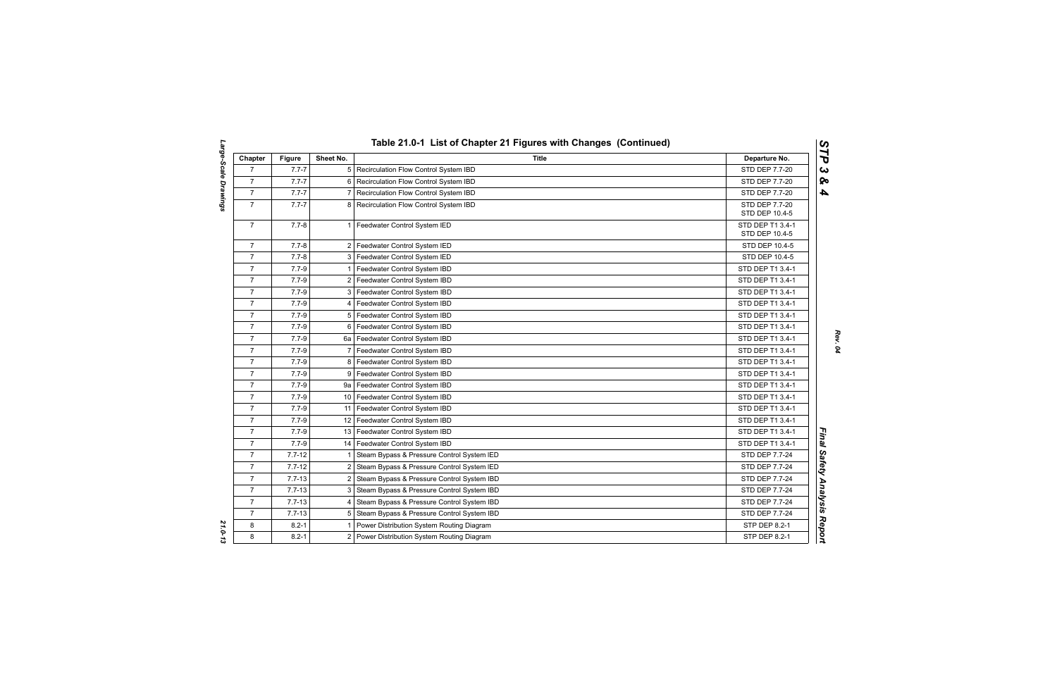## Table 21.0-1 List of Chapter 21 Figures with Changes (Continued)

| Chapter | Figure | Sheet No. | Title | Departure No. |
|---|---|---|---|---|
| 7 | 7.7-7 | 5 | Recirculation Flow Control System IBD | STD DEP 7.7-20 |
| 7 | 7.7-7 | 6 | Recirculation Flow Control System IBD | STD DEP 7.7-20 |
| 7 | 7.7-7 | 7 | Recirculation Flow Control System IBD | STD DEP 7.7-20 |
| 7 | 7.7-7 | 8 | Recirculation Flow Control System IBD | STD DEP 7.7-20<br>STD DEP 10.4-5 |
| 7 | 7.7-8 | 1 | Feedwater Control System IED | STD DEP T1 3.4-1<br>STD DEP 10.4-5 |
| 7 | 7.7-8 | 2 | Feedwater Control System IED | STD DEP 10.4-5 |
| 7 | 7.7-8 | 3 | Feedwater Control System IED | STD DEP 10.4-5 |
| 7 | 7.7-9 | 1 | Feedwater Control System IBD | STD DEP T1 3.4-1 |
| 7 | 7.7-9 | 2 | Feedwater Control System IBD | STD DEP T1 3.4-1 |
| 7 | 7.7-9 | 3 | Feedwater Control System IBD | STD DEP T1 3.4-1 |
| 7 | 7.7-9 | 4 | Feedwater Control System IBD | STD DEP T1 3.4-1 |
| 7 | 7.7-9 | 5 | Feedwater Control System IBD | STD DEP T1 3.4-1 |
| 7 | 7.7-9 | 6 | Feedwater Control System IBD | STD DEP T1 3.4-1 |
| 7 | 7.7-9 | 6a | Feedwater Control System IBD | STD DEP T1 3.4-1 |
| 7 | 7.7-9 | 7 | Feedwater Control System IBD | STD DEP T1 3.4-1 |
| 7 | 7.7-9 | 8 | Feedwater Control System IBD | STD DEP T1 3.4-1 |
| 7 | 7.7-9 | 9 | Feedwater Control System IBD | STD DEP T1 3.4-1 |
| 7 | 7.7-9 | 9a | Feedwater Control System IBD | STD DEP T1 3.4-1 |
| 7 | 7.7-9 | 10 | Feedwater Control System IBD | STD DEP T1 3.4-1 |
| 7 | 7.7-9 | 11 | Feedwater Control System IBD | STD DEP T1 3.4-1 |
| 7 | 7.7-9 | 12 | Feedwater Control System IBD | STD DEP T1 3.4-1 |
| 7 | 7.7-9 | 13 | Feedwater Control System IBD | STD DEP T1 3.4-1 |
| 7 | 7.7-9 | 14 | Feedwater Control System IBD | STD DEP T1 3.4-1 |
| 7 | 7.7-12 | 1 | Steam Bypass & Pressure Control System IED | STD DEP 7.7-24 |
| 7 | 7.7-12 | 2 | Steam Bypass & Pressure Control System IED | STD DEP 7.7-24 |
| 7 | 7.7-13 | 2 | Steam Bypass & Pressure Control System IBD | STD DEP 7.7-24 |
| 7 | 7.7-13 | 3 | Steam Bypass & Pressure Control System IBD | STD DEP 7.7-24 |
| 7 | 7.7-13 | 4 | Steam Bypass & Pressure Control System IBD | STD DEP 7.7-24 |
| 7 | 7.7-13 | 5 | Steam Bypass & Pressure Control System IBD | STD DEP 7.7-24 |
| 8 | 8.2-1 | 1 | Power Distribution System Routing Diagram | STP DEP 8.2-1 |
| 8 | 8.2-1 | 2 | Power Distribution System Routing Diagram | STP DEP 8.2-1 |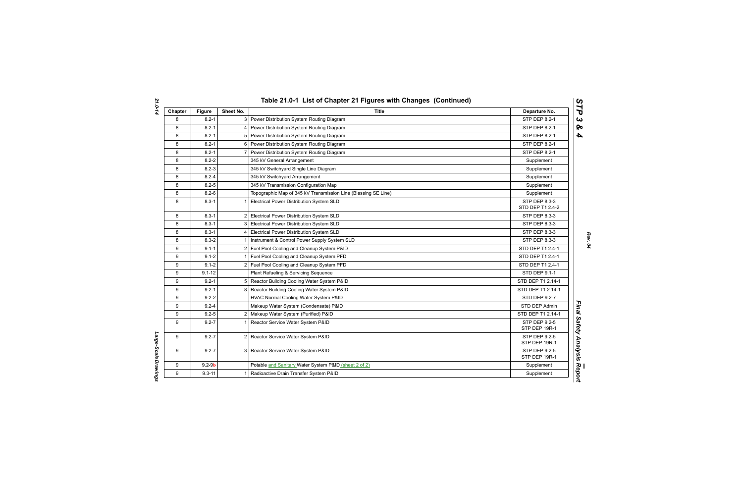# Table 21.0-1 List of Chapter 21 Figures with Changes (Continued)

| Chapter | Figure | Sheet No. | Title | Departure No. |
|---|---|---|---|---|
| 8 | 8.2-1 | 3 | Power Distribution System Routing Diagram | STP DEP 8.2-1 |
| 8 | 8.2-1 | 4 | Power Distribution System Routing Diagram | STP DEP 8.2-1 |
| 8 | 8.2-1 | 5 | Power Distribution System Routing Diagram | STP DEP 8.2-1 |
| 8 | 8.2-1 | 6 | Power Distribution System Routing Diagram | STP DEP 8.2-1 |
| 8 | 8.2-1 | 7 | Power Distribution System Routing Diagram | STP DEP 8.2-1 |
| 8 | 8.2-2 | | 345 kV General Arrangement | Supplement |
| 8 | 8.2-3 | | 345 kV Switchyard Single Line Diagram | Supplement |
| 8 | 8.2-4 | | 345 kV Switchyard Arrangement | Supplement |
| 8 | 8.2-5 | | 345 kV Transmission Configuration Map | Supplement |
| 8 | 8.2-6 | | Topographic Map of 345 kV Transmission Line (Blessing SE Line) | Supplement |
| 8 | 8.3-1 | 1 | Electrical Power Distribution System SLD | STP DEP 8.3-3<br>STD DEP T1 2.4-2 |
| 8 | 8.3-1 | 2 | Electrical Power Distribution System SLD | STP DEP 8.3-3 |
| 8 | 8.3-1 | 3 | Electrical Power Distribution System SLD | STP DEP 8.3-3 |
| 8 | 8.3-1 | 4 | Electrical Power Distribution System SLD | STP DEP 8.3-3 |
| 8 | 8.3-2 | 1 | Instrument & Control Power Supply System SLD | STP DEP 8.3-3 |
| 9 | 9.1-1 | 2 | Fuel Pool Cooling and Cleanup System P&ID | STD DEP T1 2.4-1 |
| 9 | 9.1-2 | 1 | Fuel Pool Cooling and Cleanup System PFD | STD DEP T1 2.4-1 |
| 9 | 9.1-2 | 2 | Fuel Pool Cooling and Cleanup System PFD | STD DEP T1 2.4-1 |
| 9 | 9.1-12 | | Plant Refueling & Servicing Sequence | STD DEP 9.1-1 |
| 9 | 9.2-1 | 5 | Reactor Building Cooling Water System P&ID | STD DEP T1 2.14-1 |
| 9 | 9.2-1 | 8 | Reactor Building Cooling Water System P&ID | STD DEP T1 2.14-1 |
| 9 | 9.2-2 | | HVAC Normal Cooling Water System P&ID | STD DEP 9.2-7 |
| 9 | 9.2-4 | | Makeup Water System (Condensate) P&ID | STD DEP Admin |
| 9 | 9.2-5 | 2 | Makeup Water System (Purified) P&ID | STD DEP T1 2.14-1 |
| 9 | 9.2-7 | 1 | Reactor Service Water System P&ID | STP DEP 9.2-5<br>STP DEP 19R-1 |
| 9 | 9.2-7 | 2 | Reactor Service Water System P&ID | STP DEP 9.2-5<br>STP DEP 19R-1 |
| 9 | 9.2-7 | 3 | Reactor Service Water System P&ID | STP DEP 9.2-5<br>STP DEP 19R-1 |
| 9 | 9.2-9b | | Potable and Sanitary Water System P&ID (sheet 2 of 2) | Supplement |
| 9 | 9.3-11 | 1 | Radioactive Drain Transfer System P&ID | Supplement |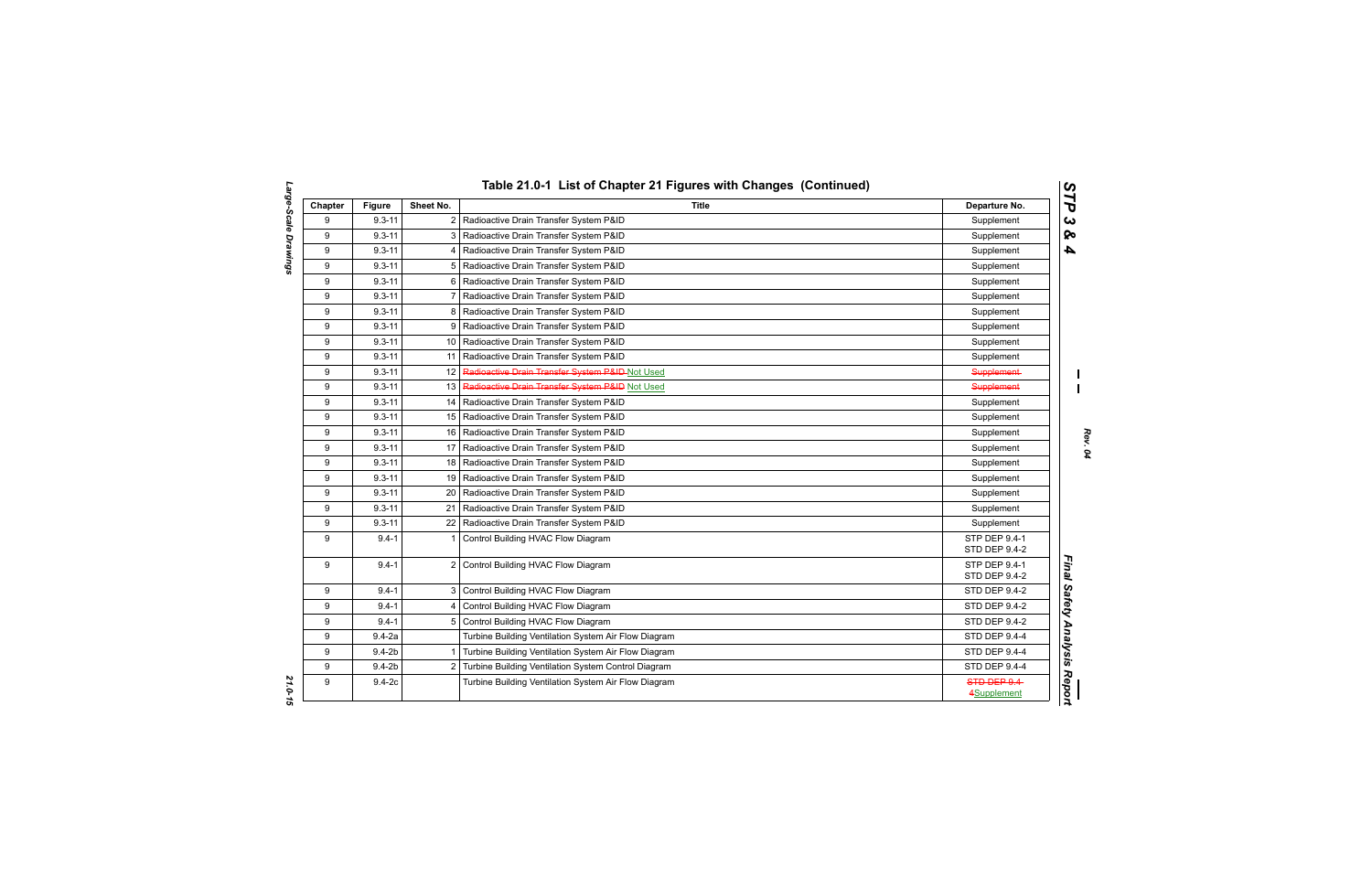# Table 21.0-1 List of Chapter 21 Figures with Changes (Continued)

| Chapter | Figure | Sheet No. | Title | Departure No. |
|---|---|---|---|---|
| 9 | 9.3-11 | 2 | Radioactive Drain Transfer System P&ID | Supplement |
| 9 | 9.3-11 | 3 | Radioactive Drain Transfer System P&ID | Supplement |
| 9 | 9.3-11 | 4 | Radioactive Drain Transfer System P&ID | Supplement |
| 9 | 9.3-11 | 5 | Radioactive Drain Transfer System P&ID | Supplement |
| 9 | 9.3-11 | 6 | Radioactive Drain Transfer System P&ID | Supplement |
| 9 | 9.3-11 | 7 | Radioactive Drain Transfer System P&ID | Supplement |
| 9 | 9.3-11 | 8 | Radioactive Drain Transfer System P&ID | Supplement |
| 9 | 9.3-11 | 9 | Radioactive Drain Transfer System P&ID | Supplement |
| 9 | 9.3-11 | 10 | Radioactive Drain Transfer System P&ID | Supplement |
| 9 | 9.3-11 | 11 | Radioactive Drain Transfer System P&ID | Supplement |
| 9 | 9.3-11 | 12 | ~~Radioactive Drain Transfer System P&ID~~ Not Used | ~~Supplement~~ |
| 9 | 9.3-11 | 13 | ~~Radioactive Drain Transfer System P&ID~~ Not Used | ~~Supplement~~ |
| 9 | 9.3-11 | 14 | Radioactive Drain Transfer System P&ID | Supplement |
| 9 | 9.3-11 | 15 | Radioactive Drain Transfer System P&ID | Supplement |
| 9 | 9.3-11 | 16 | Radioactive Drain Transfer System P&ID | Supplement |
| 9 | 9.3-11 | 17 | Radioactive Drain Transfer System P&ID | Supplement |
| 9 | 9.3-11 | 18 | Radioactive Drain Transfer System P&ID | Supplement |
| 9 | 9.3-11 | 19 | Radioactive Drain Transfer System P&ID | Supplement |
| 9 | 9.3-11 | 20 | Radioactive Drain Transfer System P&ID | Supplement |
| 9 | 9.3-11 | 21 | Radioactive Drain Transfer System P&ID | Supplement |
| 9 | 9.3-11 | 22 | Radioactive Drain Transfer System P&ID | Supplement |
| 9 | 9.4-1 | 1 | Control Building HVAC Flow Diagram | STP DEP 9.4-1<br>STD DEP 9.4-2 |
| 9 | 9.4-1 | 2 | Control Building HVAC Flow Diagram | STP DEP 9.4-1<br>STD DEP 9.4-2 |
| 9 | 9.4-1 | 3 | Control Building HVAC Flow Diagram | STD DEP 9.4-2 |
| 9 | 9.4-1 | 4 | Control Building HVAC Flow Diagram | STD DEP 9.4-2 |
| 9 | 9.4-1 | 5 | Control Building HVAC Flow Diagram | STD DEP 9.4-2 |
| 9 | 9.4-2a | | Turbine Building Ventilation System Air Flow Diagram | STD DEP 9.4-4 |
| 9 | 9.4-2b | 1 | Turbine Building Ventilation System Air Flow Diagram | STD DEP 9.4-4 |
| 9 | 9.4-2b | 2 | Turbine Building Ventilation System Control Diagram | STD DEP 9.4-4 |
| 9 | 9.4-2c | | Turbine Building Ventilation System Air Flow Diagram | ~~STD DEP 9.4-4~~ Supplement |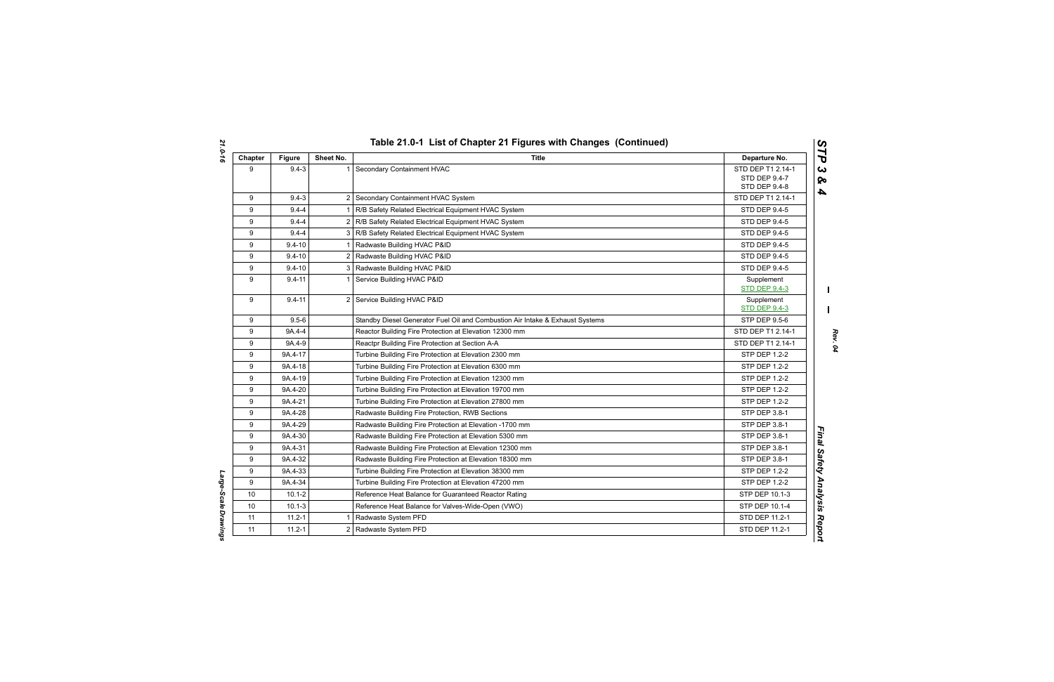## Table 21.0-1 List of Chapter 21 Figures with Changes (Continued)

| Chapter | Figure | Sheet No. | Title | Departure No. |
|---|---|---|---|---|
| 9 | 9.4-3 | 1 | Secondary Containment HVAC | STD DEP T1 2.14-1<br>STD DEP 9.4-7<br>STD DEP 9.4-8 |
| 9 | 9.4-3 | 2 | Secondary Containment HVAC System | STD DEP T1 2.14-1 |
| 9 | 9.4-4 | 1 | R/B Safety Related Electrical Equipment HVAC System | STD DEP 9.4-5 |
| 9 | 9.4-4 | 2 | R/B Safety Related Electrical Equipment HVAC System | STD DEP 9.4-5 |
| 9 | 9.4-4 | 3 | R/B Safety Related Electrical Equipment HVAC System | STD DEP 9.4-5 |
| 9 | 9.4-10 | 1 | Radwaste Building HVAC P&ID | STD DEP 9.4-5 |
| 9 | 9.4-10 | 2 | Radwaste Building HVAC P&ID | STD DEP 9.4-5 |
| 9 | 9.4-10 | 3 | Radwaste Building HVAC P&ID | STD DEP 9.4-5 |
| 9 | 9.4-11 | 1 | Service Building HVAC P&ID | Supplement<br>STD DEP 9.4-3 |
| 9 | 9.4-11 | 2 | Service Building HVAC P&ID | Supplement<br>STD DEP 9.4-3 |
| 9 | 9.5-6 | | Standby Diesel Generator Fuel Oil and Combustion Air Intake & Exhaust Systems | STP DEP 9.5-6 |
| 9 | 9A.4-4 | | Reactor Building Fire Protection at Elevation 12300 mm | STD DEP T1 2.14-1 |
| 9 | 9A.4-9 | | Reactpr Building Fire Protection at Section A-A | STD DEP T1 2.14-1 |
| 9 | 9A.4-17 | | Turbine Building Fire Protection at Elevation 2300 mm | STP DEP 1.2-2 |
| 9 | 9A.4-18 | | Turbine Building Fire Protection at Elevation 6300 mm | STP DEP 1.2-2 |
| 9 | 9A.4-19 | | Turbine Building Fire Protection at Elevation 12300 mm | STP DEP 1.2-2 |
| 9 | 9A.4-20 | | Turbine Building Fire Protection at Elevation 19700 mm | STP DEP 1.2-2 |
| 9 | 9A.4-21 | | Turbine Building Fire Protection at Elevation 27800 mm | STP DEP 1.2-2 |
| 9 | 9A.4-28 | | Radwaste Building Fire Protection, RWB Sections | STP DEP 3.8-1 |
| 9 | 9A.4-29 | | Radwaste Building Fire Protection at Elevation -1700 mm | STP DEP 3.8-1 |
| 9 | 9A.4-30 | | Radwaste Building Fire Protection at Elevation 5300 mm | STP DEP 3.8-1 |
| 9 | 9A.4-31 | | Radwaste Building Fire Protection at Elevation 12300 mm | STP DEP 3.8-1 |
| 9 | 9A.4-32 | | Radwaste Building Fire Protection at Elevation 18300 mm | STP DEP 3.8-1 |
| 9 | 9A.4-33 | | Turbine Building Fire Protection at Elevation 38300 mm | STP DEP 1.2-2 |
| 9 | 9A.4-34 | | Turbine Building Fire Protection at Elevation 47200 mm | STP DEP 1.2-2 |
| 10 | 10.1-2 | | Reference Heat Balance for Guaranteed Reactor Rating | STP DEP 10.1-3 |
| 10 | 10.1-3 | | Reference Heat Balance for Valves-Wide-Open (VWO) | STP DEP 10.1-4 |
| 11 | 11.2-1 | 1 | Radwaste System PFD | STD DEP 11.2-1 |
| 11 | 11.2-1 | 2 | Radwaste System PFD | STD DEP 11.2-1 |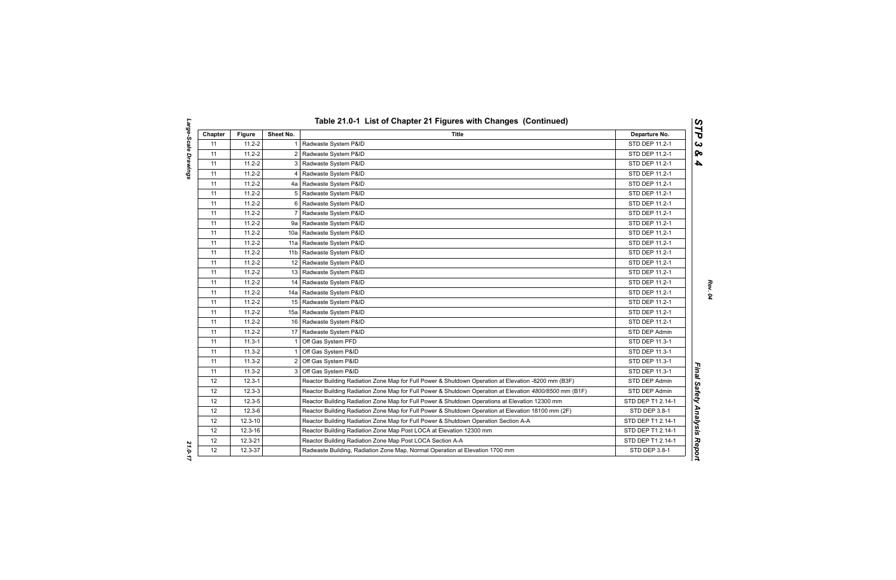## Table 21.0-1 List of Chapter 21 Figures with Changes (Continued)

| Chapter | Figure | Sheet No. | Title | Departure No. |
|---|---|---|---|---|
| 11 | 11.2-2 | 1 | Radwaste System P&ID | STD DEP 11.2-1 |
| 11 | 11.2-2 | 2 | Radwaste System P&ID | STD DEP 11.2-1 |
| 11 | 11.2-2 | 3 | Radwaste System P&ID | STD DEP 11.2-1 |
| 11 | 11.2-2 | 4 | Radwaste System P&ID | STD DEP 11.2-1 |
| 11 | 11.2-2 | 4a | Radwaste System P&ID | STD DEP 11.2-1 |
| 11 | 11.2-2 | 5 | Radwaste System P&ID | STD DEP 11.2-1 |
| 11 | 11.2-2 | 6 | Radwaste System P&ID | STD DEP 11.2-1 |
| 11 | 11.2-2 | 7 | Radwaste System P&ID | STD DEP 11.2-1 |
| 11 | 11.2-2 | 9a | Radwaste System P&ID | STD DEP 11.2-1 |
| 11 | 11.2-2 | 10a | Radwaste System P&ID | STD DEP 11.2-1 |
| 11 | 11.2-2 | 11a | Radwaste System P&ID | STD DEP 11.2-1 |
| 11 | 11.2-2 | 11b | Radwaste System P&ID | STD DEP 11.2-1 |
| 11 | 11.2-2 | 12 | Radwaste System P&ID | STD DEP 11.2-1 |
| 11 | 11.2-2 | 13 | Radwaste System P&ID | STD DEP 11.2-1 |
| 11 | 11.2-2 | 14 | Radwaste System P&ID | STD DEP 11.2-1 |
| 11 | 11.2-2 | 14a | Radwaste System P&ID | STD DEP 11.2-1 |
| 11 | 11.2-2 | 15 | Radwaste System P&ID | STD DEP 11.2-1 |
| 11 | 11.2-2 | 15a | Radwaste System P&ID | STD DEP 11.2-1 |
| 11 | 11.2-2 | 16 | Radwaste System P&ID | STD DEP 11.2-1 |
| 11 | 11.2-2 | 17 | Radwaste System P&ID | STD DEP Admin |
| 11 | 11.3-1 | 1 | Off Gas System PFD | STD DEP 11.3-1 |
| 11 | 11.3-2 | 1 | Off Gas System P&ID | STD DEP 11.3-1 |
| 11 | 11.3-2 | 2 | Off Gas System P&ID | STD DEP 11.3-1 |
| 11 | 11.3-2 | 3 | Off Gas System P&ID | STD DEP 11.3-1 |
| 12 | 12.3-1 | | Reactor Building Radiation Zone Map for Full Power & Shutdown Operation at Elevation -8200 mm (B3F) | STD DEP Admin |
| 12 | 12.3-3 | | Reactor Building Radiation Zone Map for Full Power & Shutdown Operation at Elevation *4800/8500* mm (B1F) | STD DEP Admin |
| 12 | 12.3-5 | | Reactor Building Radiation Zone Map for Full Power & Shutdown Operations at Elevation 12300 mm | STD DEP T1 2.14-1 |
| 12 | 12.3-6 | | Reactor Building Radiation Zone Map for Full Power & Shutdown Operation at Elevation 18100 mm (2F) | STD DEP 3.8-1 |
| 12 | 12.3-10 | | Reactor Building Radiation Zone Map for Full Power & Shutdown Operation Section A-A | STD DEP T1 2.14-1 |
| 12 | 12.3-16 | | Reactor Building Radiation Zone Map Post LOCA at Elevation 12300 mm | STD DEP T1 2.14-1 |
| 12 | 12.3-21 | | Reactor Building Radiation Zone Map Post LOCA Section A-A | STD DEP T1 2.14-1 |
| 12 | 12.3-37 | | Radwaste Building, Radiation Zone Map, Normal Operation at Elevation 1700 mm | STD DEP 3.8-1 |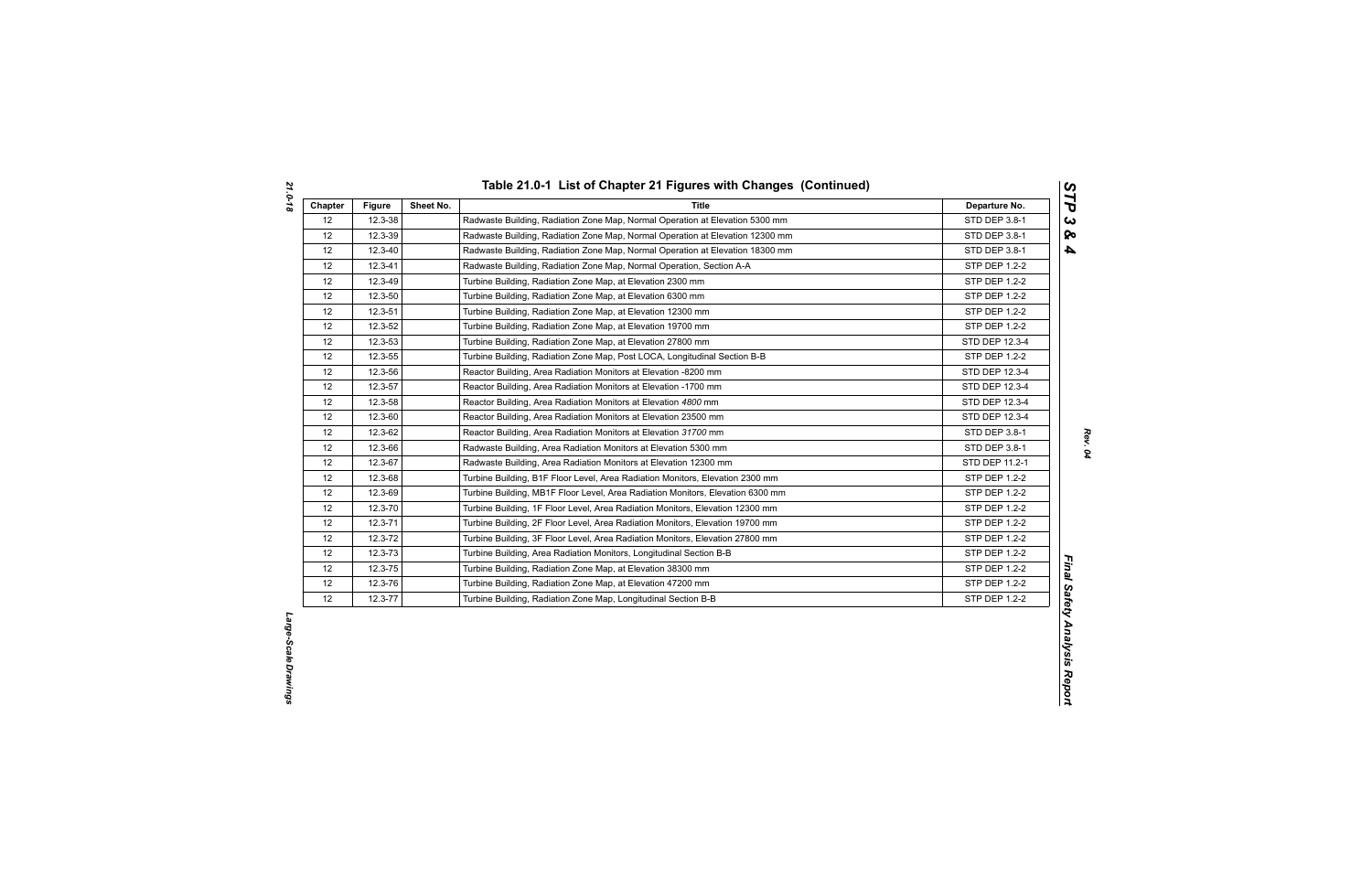## Table 21.0-1 List of Chapter 21 Figures with Changes (Continued)

| Chapter | Figure | Sheet No. | Title | Departure No. |
|---|---|---|---|---|
| 12 | 12.3-38 | | Radwaste Building, Radiation Zone Map, Normal Operation at Elevation 5300 mm | STD DEP 3.8-1 |
| 12 | 12.3-39 | | Radwaste Building, Radiation Zone Map, Normal Operation at Elevation 12300 mm | STD DEP 3.8-1 |
| 12 | 12.3-40 | | Radwaste Building, Radiation Zone Map, Normal Operation at Elevation 18300 mm | STD DEP 3.8-1 |
| 12 | 12.3-41 | | Radwaste Building, Radiation Zone Map, Normal Operation, Section A-A | STP DEP 1.2-2 |
| 12 | 12.3-49 | | Turbine Building, Radiation Zone Map, at Elevation 2300 mm | STP DEP 1.2-2 |
| 12 | 12.3-50 | | Turbine Building, Radiation Zone Map, at Elevation 6300 mm | STP DEP 1.2-2 |
| 12 | 12.3-51 | | Turbine Building, Radiation Zone Map, at Elevation 12300 mm | STP DEP 1.2-2 |
| 12 | 12.3-52 | | Turbine Building, Radiation Zone Map, at Elevation 19700 mm | STP DEP 1.2-2 |
| 12 | 12.3-53 | | Turbine Building, Radiation Zone Map, at Elevation 27800 mm | STD DEP 12.3-4 |
| 12 | 12.3-55 | | Turbine Building, Radiation Zone Map, Post LOCA, Longitudinal Section B-B | STP DEP 1.2-2 |
| 12 | 12.3-56 | | Reactor Building, Area Radiation Monitors at Elevation -8200 mm | STD DEP 12.3-4 |
| 12 | 12.3-57 | | Reactor Building, Area Radiation Monitors at Elevation -1700 mm | STD DEP 12.3-4 |
| 12 | 12.3-58 | | Reactor Building, Area Radiation Monitors at Elevation *4800* mm | STD DEP 12.3-4 |
| 12 | 12.3-60 | | Reactor Building, Area Radiation Monitors at Elevation 23500 mm | STD DEP 12.3-4 |
| 12 | 12.3-62 | | Reactor Building, Area Radiation Monitors at Elevation *31700* mm | STD DEP 3.8-1 |
| 12 | 12.3-66 | | Radwaste Building, Area Radiation Monitors at Elevation 5300 mm | STD DEP 3.8-1 |
| 12 | 12.3-67 | | Radwaste Building, Area Radiation Monitors at Elevation 12300 mm | STD DEP 11.2-1 |
| 12 | 12.3-68 | | Turbine Building, B1F Floor Level, Area Radiation Monitors, Elevation 2300 mm | STP DEP 1.2-2 |
| 12 | 12.3-69 | | Turbine Building, MB1F Floor Level, Area Radiation Monitors, Elevation 6300 mm | STP DEP 1.2-2 |
| 12 | 12.3-70 | | Turbine Building, 1F Floor Level, Area Radiation Monitors, Elevation 12300 mm | STP DEP 1.2-2 |
| 12 | 12.3-71 | | Turbine Building, 2F Floor Level, Area Radiation Monitors, Elevation 19700 mm | STP DEP 1.2-2 |
| 12 | 12.3-72 | | Turbine Building, 3F Floor Level, Area Radiation Monitors, Elevation 27800 mm | STP DEP 1.2-2 |
| 12 | 12.3-73 | | Turbine Building, Area Radiation Monitors, Longitudinal Section B-B | STP DEP 1.2-2 |
| 12 | 12.3-75 | | Turbine Building, Radiation Zone Map, at Elevation 38300 mm | STP DEP 1.2-2 |
| 12 | 12.3-76 | | Turbine Building, Radiation Zone Map, at Elevation 47200 mm | STP DEP 1.2-2 |
| 12 | 12.3-77 | | Turbine Building, Radiation Zone Map, Longitudinal Section B-B | STP DEP 1.2-2 |